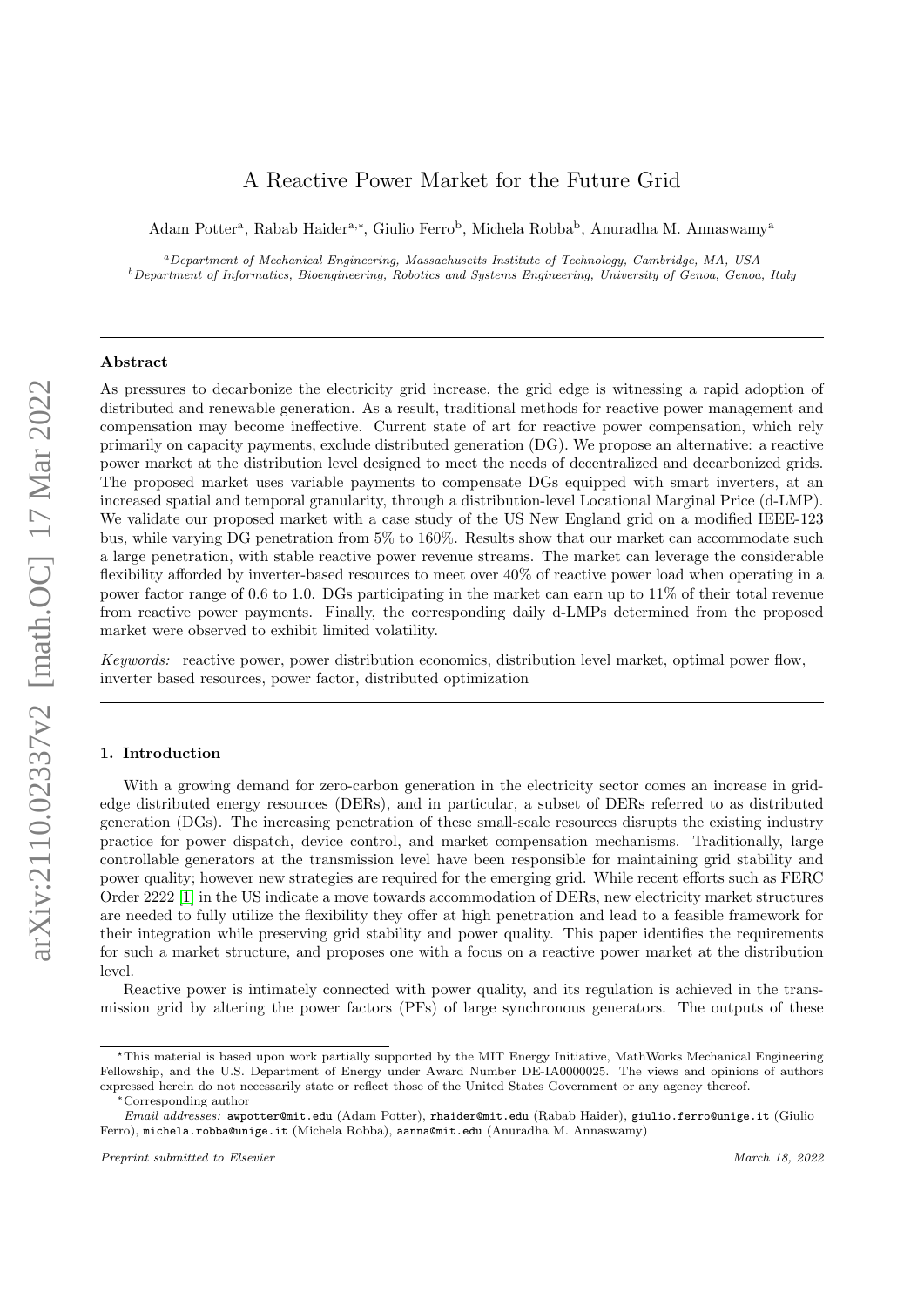# A Reactive Power Market for the Future Grid

Adam Potter[a], Rabab Haider[a,*], Giulio Ferro[b], Michela Robba[b], Anuradha M. Annaswamy[a]

[a] *Department of Mechanical Engineering, Massachusetts Institute of Technology, Cambridge, MA, USA*
[b] *Department of Informatics, Bioengineering, Robotics and Systems Engineering, University of Genoa, Genoa, Italy*

## Abstract

As pressures to decarbonize the electricity grid increase, the grid edge is witnessing a rapid adoption of distributed and renewable generation. As a result, traditional methods for reactive power management and compensation may become ineffective. Current state of art for reactive power compensation, which rely primarily on capacity payments, exclude distributed generation (DG). We propose an alternative: a reactive power market at the distribution level designed to meet the needs of decentralized and decarbonized grids. The proposed market uses variable payments to compensate DGs equipped with smart inverters, at an increased spatial and temporal granularity, through a distribution-level Locational Marginal Price (d-LMP). We validate our proposed market with a case study of the US New England grid on a modified IEEE-123 bus, while varying DG penetration from 5% to 160%. Results show that our market can accommodate such a large penetration, with stable reactive power revenue streams. The market can leverage the considerable flexibility afforded by inverter-based resources to meet over 40% of reactive power load when operating in a power factor range of 0.6 to 1.0. DGs participating in the market can earn up to 11% of their total revenue from reactive power payments. Finally, the corresponding daily d-LMPs determined from the proposed market were observed to exhibit limited volatility.

*Keywords:* reactive power, power distribution economics, distribution level market, optimal power flow, inverter based resources, power factor, distributed optimization

## 1. Introduction

With a growing demand for zero-carbon generation in the electricity sector comes an increase in grid-edge distributed energy resources (DERs), and in particular, a subset of DERs referred to as distributed generation (DGs). The increasing penetration of these small-scale resources disrupts the existing industry practice for power dispatch, device control, and market compensation mechanisms. Traditionally, large controllable generators at the transmission level have been responsible for maintaining grid stability and power quality; however new strategies are required for the emerging grid. While recent efforts such as FERC Order 2222 [1] in the US indicate a move towards accommodation of DERs, new electricity market structures are needed to fully utilize the flexibility they offer at high penetration and lead to a feasible framework for their integration while preserving grid stability and power quality. This paper identifies the requirements for such a market structure, and proposes one with a focus on a reactive power market at the distribution level.

Reactive power is intimately connected with power quality, and its regulation is achieved in the transmission grid by altering the power factors (PFs) of large synchronous generators. The outputs of these

---

⋆This material is based upon work partially supported by the MIT Energy Initiative, MathWorks Mechanical Engineering Fellowship, and the U.S. Department of Energy under Award Number DE-IA0000025. The views and opinions of authors expressed herein do not necessarily state or reflect those of the United States Government or any agency thereof.

*Corresponding author

*Email addresses:* awpotter@mit.edu (Adam Potter), rhaider@mit.edu (Rabab Haider), giulio.ferro@unige.it (Giulio Ferro), michela.robba@unige.it (Michela Robba), aanna@mit.edu (Anuradha M. Annaswamy)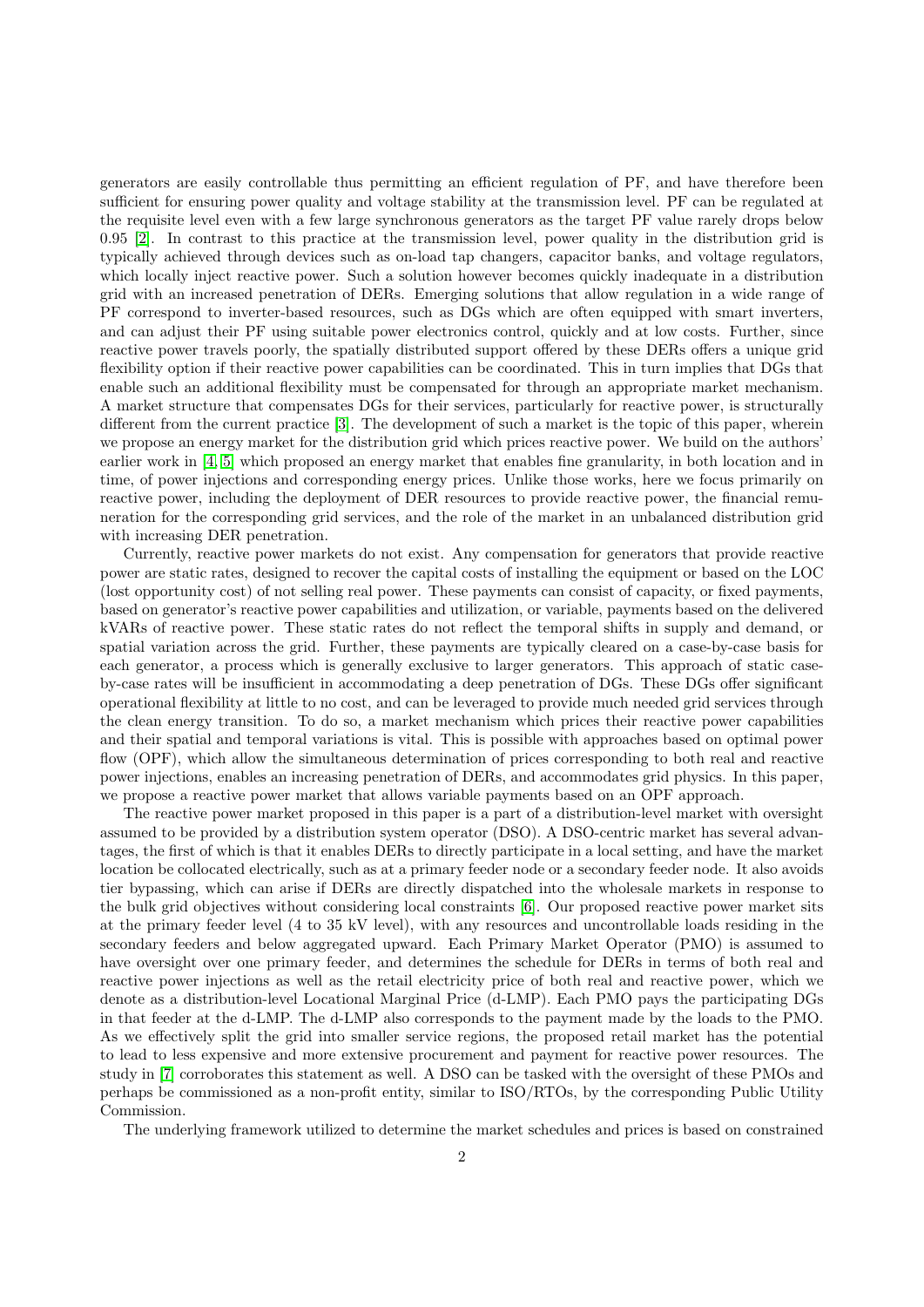generators are easily controllable thus permitting an efficient regulation of PF, and have therefore been sufficient for ensuring power quality and voltage stability at the transmission level. PF can be regulated at the requisite level even with a few large synchronous generators as the target PF value rarely drops below 0.95 [2]. In contrast to this practice at the transmission level, power quality in the distribution grid is typically achieved through devices such as on-load tap changers, capacitor banks, and voltage regulators, which locally inject reactive power. Such a solution however becomes quickly inadequate in a distribution grid with an increased penetration of DERs. Emerging solutions that allow regulation in a wide range of PF correspond to inverter-based resources, such as DGs which are often equipped with smart inverters, and can adjust their PF using suitable power electronics control, quickly and at low costs. Further, since reactive power travels poorly, the spatially distributed support offered by these DERs offers a unique grid flexibility option if their reactive power capabilities can be coordinated. This in turn implies that DGs that enable such an additional flexibility must be compensated for through an appropriate market mechanism. A market structure that compensates DGs for their services, particularly for reactive power, is structurally different from the current practice [3]. The development of such a market is the topic of this paper, wherein we propose an energy market for the distribution grid which prices reactive power. We build on the authors' earlier work in [4, 5] which proposed an energy market that enables fine granularity, in both location and in time, of power injections and corresponding energy prices. Unlike those works, here we focus primarily on reactive power, including the deployment of DER resources to provide reactive power, the financial remuneration for the corresponding grid services, and the role of the market in an unbalanced distribution grid with increasing DER penetration.

Currently, reactive power markets do not exist. Any compensation for generators that provide reactive power are static rates, designed to recover the capital costs of installing the equipment or based on the LOC (lost opportunity cost) of not selling real power. These payments can consist of capacity, or fixed payments, based on generator's reactive power capabilities and utilization, or variable, payments based on the delivered kVARs of reactive power. These static rates do not reflect the temporal shifts in supply and demand, or spatial variation across the grid. Further, these payments are typically cleared on a case-by-case basis for each generator, a process which is generally exclusive to larger generators. This approach of static case-by-case rates will be insufficient in accommodating a deep penetration of DGs. These DGs offer significant operational flexibility at little to no cost, and can be leveraged to provide much needed grid services through the clean energy transition. To do so, a market mechanism which prices their reactive power capabilities and their spatial and temporal variations is vital. This is possible with approaches based on optimal power flow (OPF), which allow the simultaneous determination of prices corresponding to both real and reactive power injections, enables an increasing penetration of DERs, and accommodates grid physics. In this paper, we propose a reactive power market that allows variable payments based on an OPF approach.

The reactive power market proposed in this paper is a part of a distribution-level market with oversight assumed to be provided by a distribution system operator (DSO). A DSO-centric market has several advantages, the first of which is that it enables DERs to directly participate in a local setting, and have the market location be collocated electrically, such as at a primary feeder node or a secondary feeder node. It also avoids tier bypassing, which can arise if DERs are directly dispatched into the wholesale markets in response to the bulk grid objectives without considering local constraints [6]. Our proposed reactive power market sits at the primary feeder level (4 to 35 kV level), with any resources and uncontrollable loads residing in the secondary feeders and below aggregated upward. Each Primary Market Operator (PMO) is assumed to have oversight over one primary feeder, and determines the schedule for DERs in terms of both real and reactive power injections as well as the retail electricity price of both real and reactive power, which we denote as a distribution-level Locational Marginal Price (d-LMP). Each PMO pays the participating DGs in that feeder at the d-LMP. The d-LMP also corresponds to the payment made by the loads to the PMO. As we effectively split the grid into smaller service regions, the proposed retail market has the potential to lead to less expensive and more extensive procurement and payment for reactive power resources. The study in [7] corroborates this statement as well. A DSO can be tasked with the oversight of these PMOs and perhaps be commissioned as a non-profit entity, similar to ISO/RTOs, by the corresponding Public Utility Commission.

The underlying framework utilized to determine the market schedules and prices is based on constrained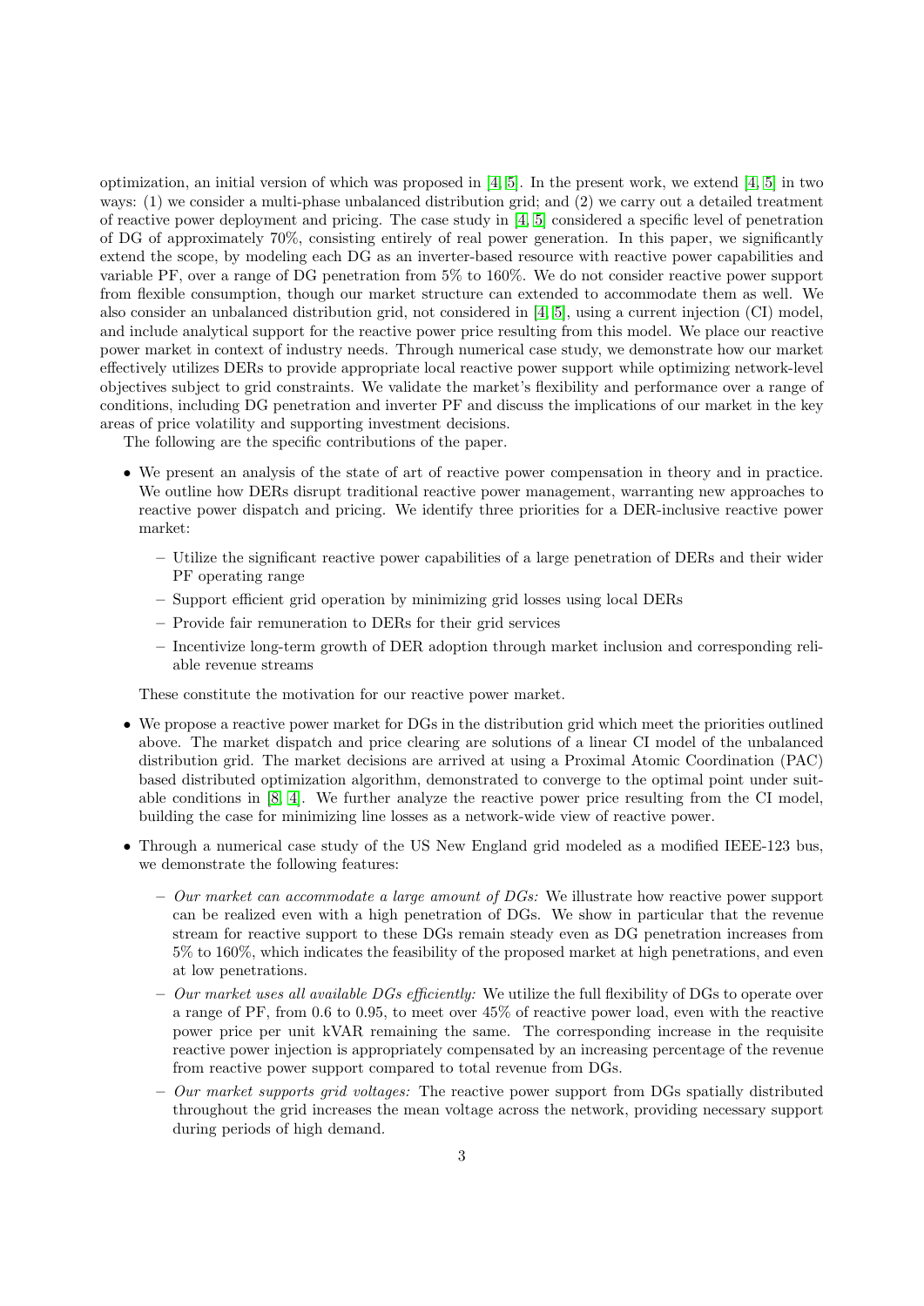optimization, an initial version of which was proposed in [4, 5]. In the present work, we extend [4, 5] in two ways: (1) we consider a multi-phase unbalanced distribution grid; and (2) we carry out a detailed treatment of reactive power deployment and pricing. The case study in [4, 5] considered a specific level of penetration of DG of approximately 70%, consisting entirely of real power generation. In this paper, we significantly extend the scope, by modeling each DG as an inverter-based resource with reactive power capabilities and variable PF, over a range of DG penetration from 5% to 160%. We do not consider reactive power support from flexible consumption, though our market structure can extended to accommodate them as well. We also consider an unbalanced distribution grid, not considered in [4, 5], using a current injection (CI) model, and include analytical support for the reactive power price resulting from this model. We place our reactive power market in context of industry needs. Through numerical case study, we demonstrate how our market effectively utilizes DERs to provide appropriate local reactive power support while optimizing network-level objectives subject to grid constraints. We validate the market's flexibility and performance over a range of conditions, including DG penetration and inverter PF and discuss the implications of our market in the key areas of price volatility and supporting investment decisions.

The following are the specific contributions of the paper.

- We present an analysis of the state of art of reactive power compensation in theory and in practice. We outline how DERs disrupt traditional reactive power management, warranting new approaches to reactive power dispatch and pricing. We identify three priorities for a DER-inclusive reactive power market:
  - Utilize the significant reactive power capabilities of a large penetration of DERs and their wider PF operating range
  - Support efficient grid operation by minimizing grid losses using local DERs
  - Provide fair remuneration to DERs for their grid services
  - Incentivize long-term growth of DER adoption through market inclusion and corresponding reliable revenue streams

  These constitute the motivation for our reactive power market.

- We propose a reactive power market for DGs in the distribution grid which meet the priorities outlined above. The market dispatch and price clearing are solutions of a linear CI model of the unbalanced distribution grid. The market decisions are arrived at using a Proximal Atomic Coordination (PAC) based distributed optimization algorithm, demonstrated to converge to the optimal point under suitable conditions in [8, 4]. We further analyze the reactive power price resulting from the CI model, building the case for minimizing line losses as a network-wide view of reactive power.

- Through a numerical case study of the US New England grid modeled as a modified IEEE-123 bus, we demonstrate the following features:
  - *Our market can accommodate a large amount of DGs:* We illustrate how reactive power support can be realized even with a high penetration of DGs. We show in particular that the revenue stream for reactive support to these DGs remain steady even as DG penetration increases from 5% to 160%, which indicates the feasibility of the proposed market at high penetrations, and even at low penetrations.
  - *Our market uses all available DGs efficiently:* We utilize the full flexibility of DGs to operate over a range of PF, from 0.6 to 0.95, to meet over 45% of reactive power load, even with the reactive power price per unit kVAR remaining the same. The corresponding increase in the requisite reactive power injection is appropriately compensated by an increasing percentage of the revenue from reactive power support compared to total revenue from DGs.
  - *Our market supports grid voltages:* The reactive power support from DGs spatially distributed throughout the grid increases the mean voltage across the network, providing necessary support during periods of high demand.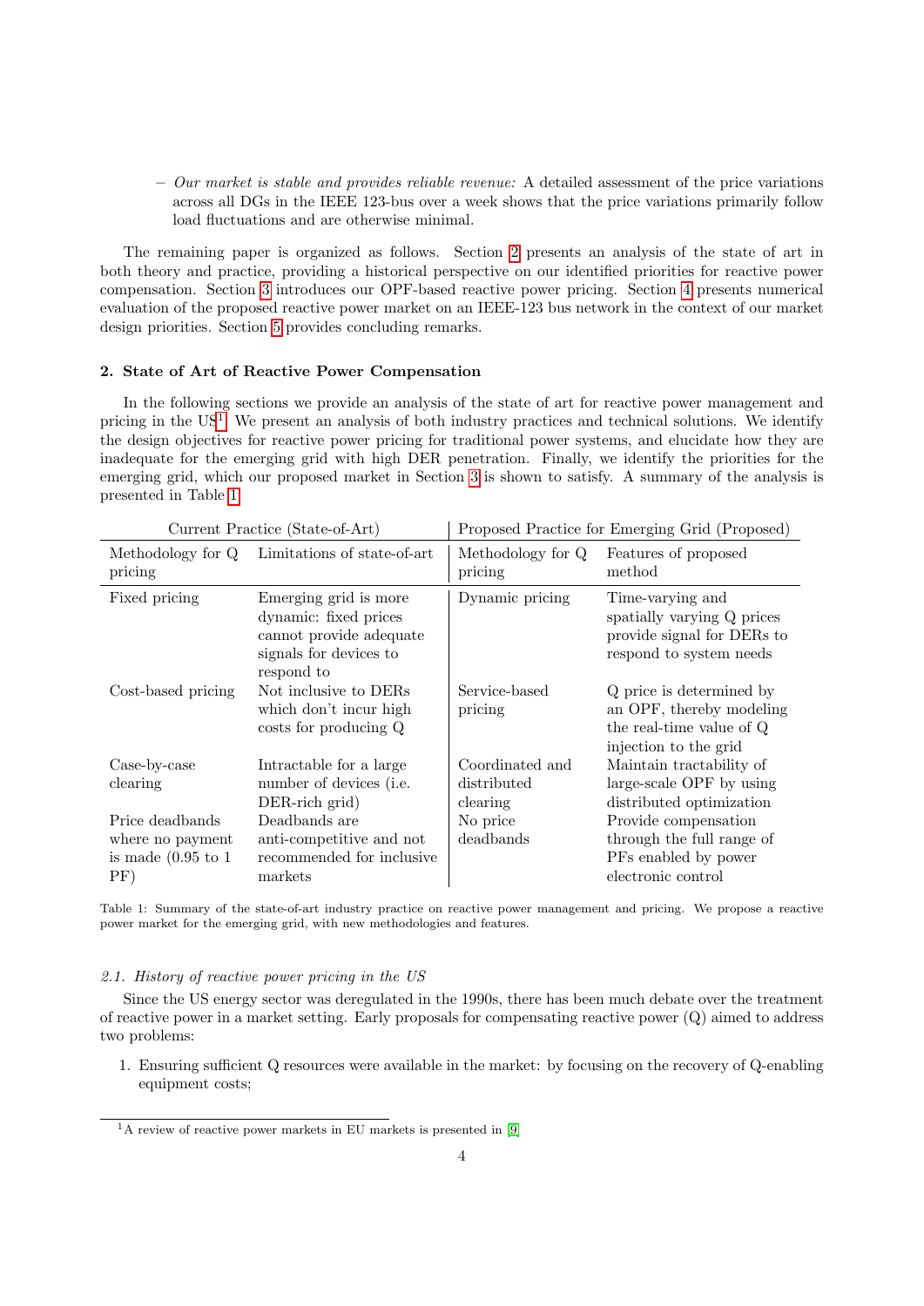– *Our market is stable and provides reliable revenue:* A detailed assessment of the price variations across all DGs in the IEEE 123-bus over a week shows that the price variations primarily follow load fluctuations and are otherwise minimal.

The remaining paper is organized as follows. Section 2 presents an analysis of the state of art in both theory and practice, providing a historical perspective on our identified priorities for reactive power compensation. Section 3 introduces our OPF-based reactive power pricing. Section 4 presents numerical evaluation of the proposed reactive power market on an IEEE-123 bus network in the context of our market design priorities. Section 5 provides concluding remarks.

## 2. State of Art of Reactive Power Compensation

In the following sections we provide an analysis of the state of art for reactive power management and pricing in the US[1]. We present an analysis of both industry practices and technical solutions. We identify the design objectives for reactive power pricing for traditional power systems, and elucidate how they are inadequate for the emerging grid with high DER penetration. Finally, we identify the priorities for the emerging grid, which our proposed market in Section 3 is shown to satisfy. A summary of the analysis is presented in Table 1.

| Current Practice (State-of-Art) | | Proposed Practice for Emerging Grid (Proposed) | |
|---|---|---|---|
| Methodology for Q pricing | Limitations of state-of-art | Methodology for Q pricing | Features of proposed method |
| Fixed pricing | Emerging grid is more dynamic: fixed prices cannot provide adequate signals for devices to respond to | Dynamic pricing | Time-varying and spatially varying Q prices provide signal for DERs to respond to system needs |
| Cost-based pricing | Not inclusive to DERs which don't incur high costs for producing Q | Service-based pricing | Q price is determined by an OPF, thereby modeling the real-time value of Q injection to the grid |
| Case-by-case clearing | Intractable for a large number of devices (i.e. DER-rich grid) | Coordinated and distributed clearing | Maintain tractability of large-scale OPF by using distributed optimization |
| Price deadbands where no payment is made (0.95 to 1 PF) | Deadbands are anti-competitive and not recommended for inclusive markets | No price deadbands | Provide compensation through the full range of PFs enabled by power electronic control |

Table 1: Summary of the state-of-art industry practice on reactive power management and pricing. We propose a reactive power market for the emerging grid, with new methodologies and features.

### *2.1. History of reactive power pricing in the US*

Since the US energy sector was deregulated in the 1990s, there has been much debate over the treatment of reactive power in a market setting. Early proposals for compensating reactive power (Q) aimed to address two problems:

1. Ensuring sufficient Q resources were available in the market: by focusing on the recovery of Q-enabling equipment costs;

[1] A review of reactive power markets in EU markets is presented in [9]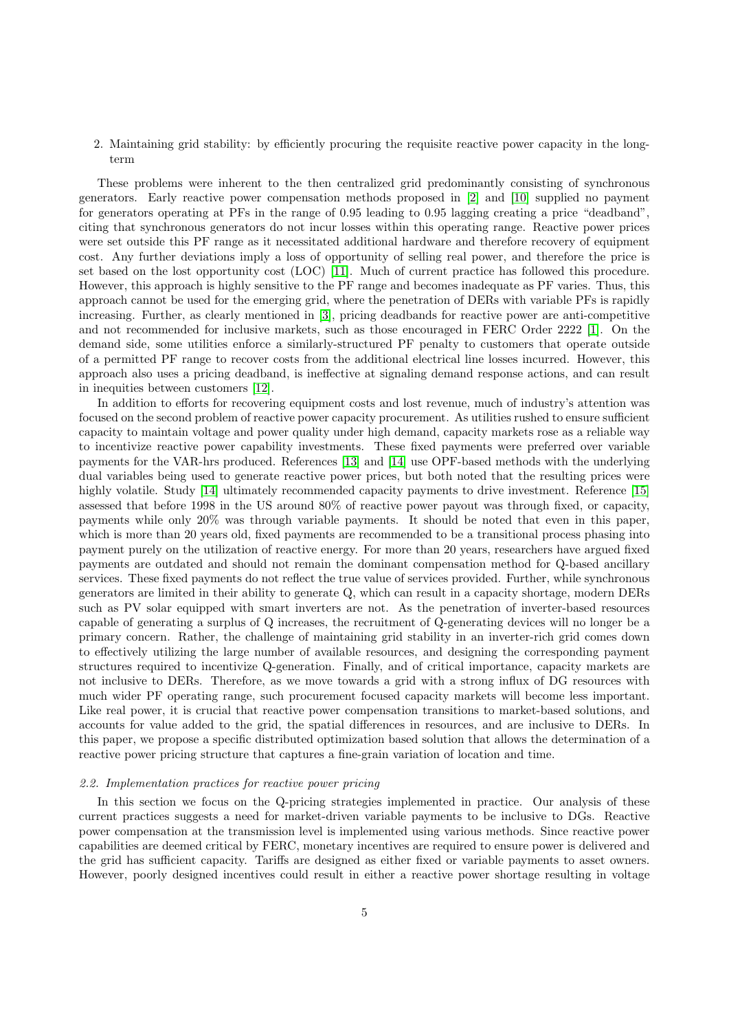2. Maintaining grid stability: by efficiently procuring the requisite reactive power capacity in the long-term

These problems were inherent to the then centralized grid predominantly consisting of synchronous generators. Early reactive power compensation methods proposed in [2] and [10] supplied no payment for generators operating at PFs in the range of 0.95 leading to 0.95 lagging creating a price "deadband", citing that synchronous generators do not incur losses within this operating range. Reactive power prices were set outside this PF range as it necessitated additional hardware and therefore recovery of equipment cost. Any further deviations imply a loss of opportunity of selling real power, and therefore the price is set based on the lost opportunity cost (LOC) [11]. Much of current practice has followed this procedure. However, this approach is highly sensitive to the PF range and becomes inadequate as PF varies. Thus, this approach cannot be used for the emerging grid, where the penetration of DERs with variable PFs is rapidly increasing. Further, as clearly mentioned in [3], pricing deadbands for reactive power are anti-competitive and not recommended for inclusive markets, such as those encouraged in FERC Order 2222 [1]. On the demand side, some utilities enforce a similarly-structured PF penalty to customers that operate outside of a permitted PF range to recover costs from the additional electrical line losses incurred. However, this approach also uses a pricing deadband, is ineffective at signaling demand response actions, and can result in inequities between customers [12].

In addition to efforts for recovering equipment costs and lost revenue, much of industry's attention was focused on the second problem of reactive power capacity procurement. As utilities rushed to ensure sufficient capacity to maintain voltage and power quality under high demand, capacity markets rose as a reliable way to incentivize reactive power capability investments. These fixed payments were preferred over variable payments for the VAR-hrs produced. References [13] and [14] use OPF-based methods with the underlying dual variables being used to generate reactive power prices, but both noted that the resulting prices were highly volatile. Study [14] ultimately recommended capacity payments to drive investment. Reference [15] assessed that before 1998 in the US around 80% of reactive power payout was through fixed, or capacity, payments while only 20% was through variable payments. It should be noted that even in this paper, which is more than 20 years old, fixed payments are recommended to be a transitional process phasing into payment purely on the utilization of reactive energy. For more than 20 years, researchers have argued fixed payments are outdated and should not remain the dominant compensation method for Q-based ancillary services. These fixed payments do not reflect the true value of services provided. Further, while synchronous generators are limited in their ability to generate Q, which can result in a capacity shortage, modern DERs such as PV solar equipped with smart inverters are not. As the penetration of inverter-based resources capable of generating a surplus of Q increases, the recruitment of Q-generating devices will no longer be a primary concern. Rather, the challenge of maintaining grid stability in an inverter-rich grid comes down to effectively utilizing the large number of available resources, and designing the corresponding payment structures required to incentivize Q-generation. Finally, and of critical importance, capacity markets are not inclusive to DERs. Therefore, as we move towards a grid with a strong influx of DG resources with much wider PF operating range, such procurement focused capacity markets will become less important. Like real power, it is crucial that reactive power compensation transitions to market-based solutions, and accounts for value added to the grid, the spatial differences in resources, and are inclusive to DERs. In this paper, we propose a specific distributed optimization based solution that allows the determination of a reactive power pricing structure that captures a fine-grain variation of location and time.

### *2.2. Implementation practices for reactive power pricing*

In this section we focus on the Q-pricing strategies implemented in practice. Our analysis of these current practices suggests a need for market-driven variable payments to be inclusive to DGs. Reactive power compensation at the transmission level is implemented using various methods. Since reactive power capabilities are deemed critical by FERC, monetary incentives are required to ensure power is delivered and the grid has sufficient capacity. Tariffs are designed as either fixed or variable payments to asset owners. However, poorly designed incentives could result in either a reactive power shortage resulting in voltage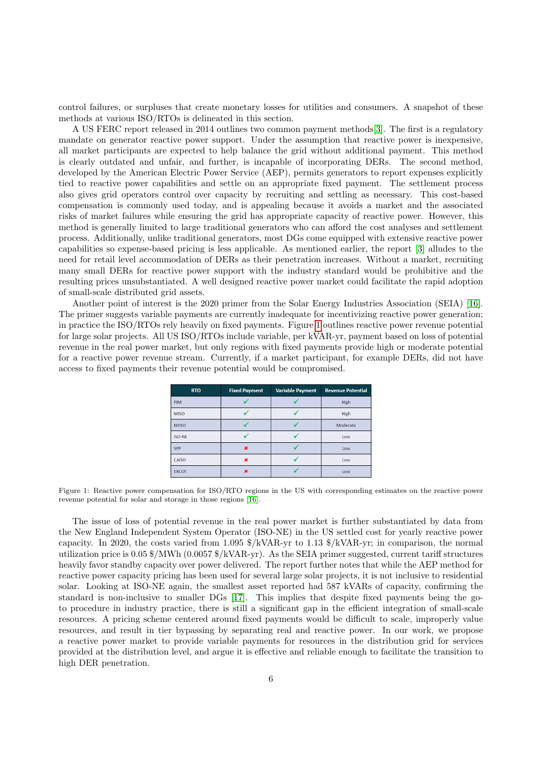control failures, or surpluses that create monetary losses for utilities and consumers. A snapshot of these methods at various ISO/RTOs is delineated in this section.

A US FERC report released in 2014 outlines two common payment methods[3]. The first is a regulatory mandate on generator reactive power support. Under the assumption that reactive power is inexpensive, all market participants are expected to help balance the grid without additional payment. This method is clearly outdated and unfair, and further, is incapable of incorporating DERs. The second method, developed by the American Electric Power Service (AEP), permits generators to report expenses explicitly tied to reactive power capabilities and settle on an appropriate fixed payment. The settlement process also gives grid operators control over capacity by recruiting and settling as necessary. This cost-based compensation is commonly used today, and is appealing because it avoids a market and the associated risks of market failures while ensuring the grid has appropriate capacity of reactive power. However, this method is generally limited to large traditional generators who can afford the cost analyses and settlement process. Additionally, unlike traditional generators, most DGs come equipped with extensive reactive power capabilities so expense-based pricing is less applicable. As mentioned earlier, the report [3] alludes to the need for retail level accommodation of DERs as their penetration increases. Without a market, recruiting many small DERs for reactive power support with the industry standard would be prohibitive and the resulting prices unsubstantiated. A well designed reactive power market could facilitate the rapid adoption of small-scale distributed grid assets.

Another point of interest is the 2020 primer from the Solar Energy Industries Association (SEIA) [16]. The primer suggests variable payments are currently inadequate for incentivizing reactive power generation; in practice the ISO/RTOs rely heavily on fixed payments. Figure 1 outlines reactive power revenue potential for large solar projects. All US ISO/RTOs include variable, per kVAR-yr, payment based on loss of potential revenue in the real power market, but only regions with fixed payments provide high or moderate potential for a reactive power revenue stream. Currently, if a market participant, for example DERs, did not have access to fixed payments their revenue potential would be compromised.

| RTO | Fixed Payment | Variable Payment | Revenue Potential |
|---|---|---|---|
| PJM | ✓ | ✓ | High |
| MISO | ✓ | ✓ | High |
| NYISO | ✓ | ✓ | Moderate |
| ISO-NE | ✓ | ✓ | Low |
| SPP | ✗ | ✓ | Low |
| CAISO | ✗ | ✓ | Low |
| ERCOT | ✗ | ✓ | Low |

Figure 1: Reactive power compensation for ISO/RTO regions in the US with corresponding estimates on the reactive power revenue potential for solar and storage in those regions [16].

The issue of loss of potential revenue in the real power market is further substantiated by data from the New England Independent System Operator (ISO-NE) in the US settled cost for yearly reactive power capacity. In 2020, the costs varied from 1.095 \$/kVAR-yr to 1.13 \$/kVAR-yr; in comparison, the normal utilization price is 0.05 \$/MWh (0.0057 \$/kVAR-yr). As the SEIA primer suggested, current tariff structures heavily favor standby capacity over power delivered. The report further notes that while the AEP method for reactive power capacity pricing has been used for several large solar projects, it is not inclusive to residential solar. Looking at ISO-NE again, the smallest asset reported had 587 kVARs of capacity, confirming the standard is non-inclusive to smaller DGs [17]. This implies that despite fixed payments being the go-to procedure in industry practice, there is still a significant gap in the efficient integration of small-scale resources. A pricing scheme centered around fixed payments would be difficult to scale, improperly value resources, and result in tier bypassing by separating real and reactive power. In our work, we propose a reactive power market to provide variable payments for resources in the distribution grid for services provided at the distribution level, and argue it is effective and reliable enough to facilitate the transition to high DER penetration.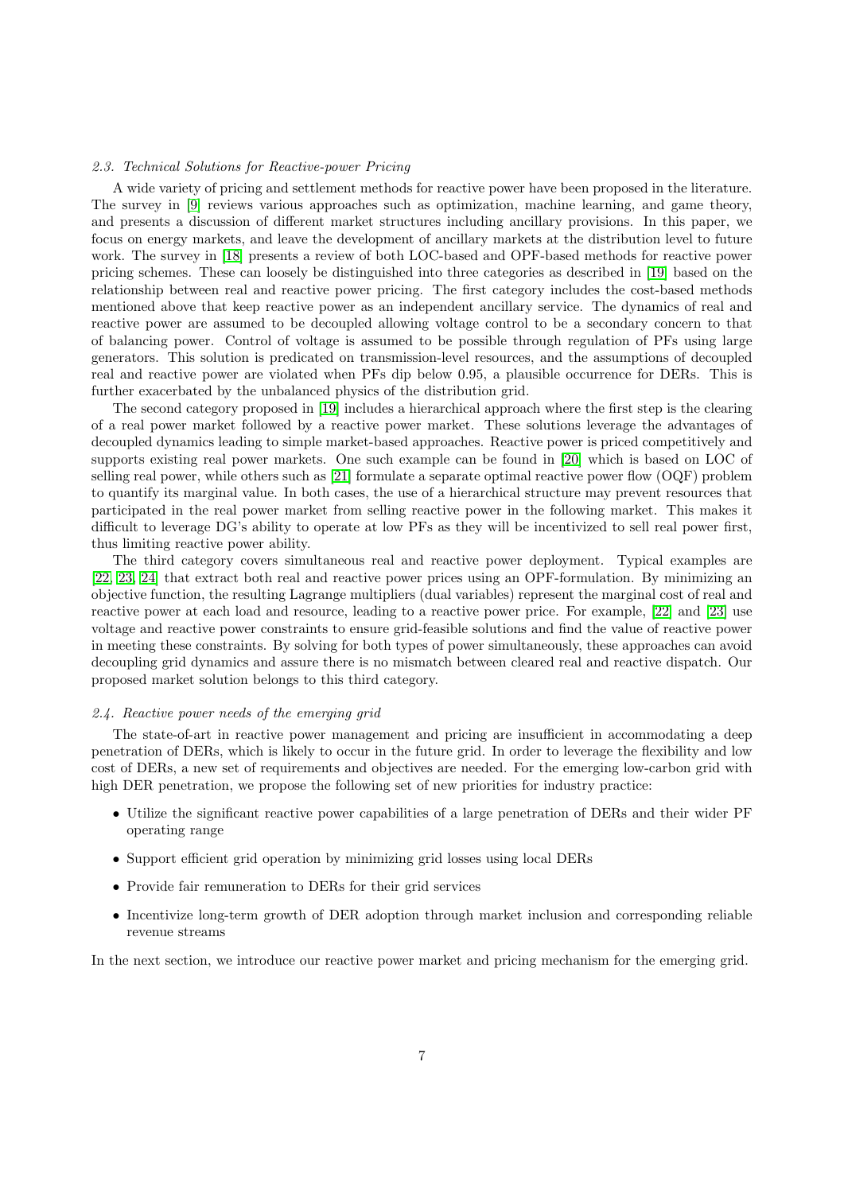### 2.3. Technical Solutions for Reactive-power Pricing

A wide variety of pricing and settlement methods for reactive power have been proposed in the literature. The survey in [9] reviews various approaches such as optimization, machine learning, and game theory, and presents a discussion of different market structures including ancillary provisions. In this paper, we focus on energy markets, and leave the development of ancillary markets at the distribution level to future work. The survey in [18] presents a review of both LOC-based and OPF-based methods for reactive power pricing schemes. These can loosely be distinguished into three categories as described in [19] based on the relationship between real and reactive power pricing. The first category includes the cost-based methods mentioned above that keep reactive power as an independent ancillary service. The dynamics of real and reactive power are assumed to be decoupled allowing voltage control to be a secondary concern to that of balancing power. Control of voltage is assumed to be possible through regulation of PFs using large generators. This solution is predicated on transmission-level resources, and the assumptions of decoupled real and reactive power are violated when PFs dip below 0.95, a plausible occurrence for DERs. This is further exacerbated by the unbalanced physics of the distribution grid.

The second category proposed in [19] includes a hierarchical approach where the first step is the clearing of a real power market followed by a reactive power market. These solutions leverage the advantages of decoupled dynamics leading to simple market-based approaches. Reactive power is priced competitively and supports existing real power markets. One such example can be found in [20] which is based on LOC of selling real power, while others such as [21] formulate a separate optimal reactive power flow (OQF) problem to quantify its marginal value. In both cases, the use of a hierarchical structure may prevent resources that participated in the real power market from selling reactive power in the following market. This makes it difficult to leverage DG's ability to operate at low PFs as they will be incentivized to sell real power first, thus limiting reactive power ability.

The third category covers simultaneous real and reactive power deployment. Typical examples are [22, 23, 24] that extract both real and reactive power prices using an OPF-formulation. By minimizing an objective function, the resulting Lagrange multipliers (dual variables) represent the marginal cost of real and reactive power at each load and resource, leading to a reactive power price. For example, [22] and [23] use voltage and reactive power constraints to ensure grid-feasible solutions and find the value of reactive power in meeting these constraints. By solving for both types of power simultaneously, these approaches can avoid decoupling grid dynamics and assure there is no mismatch between cleared real and reactive dispatch. Our proposed market solution belongs to this third category.

### 2.4. Reactive power needs of the emerging grid

The state-of-art in reactive power management and pricing are insufficient in accommodating a deep penetration of DERs, which is likely to occur in the future grid. In order to leverage the flexibility and low cost of DERs, a new set of requirements and objectives are needed. For the emerging low-carbon grid with high DER penetration, we propose the following set of new priorities for industry practice:

- Utilize the significant reactive power capabilities of a large penetration of DERs and their wider PF operating range
- Support efficient grid operation by minimizing grid losses using local DERs
- Provide fair remuneration to DERs for their grid services
- Incentivize long-term growth of DER adoption through market inclusion and corresponding reliable revenue streams

In the next section, we introduce our reactive power market and pricing mechanism for the emerging grid.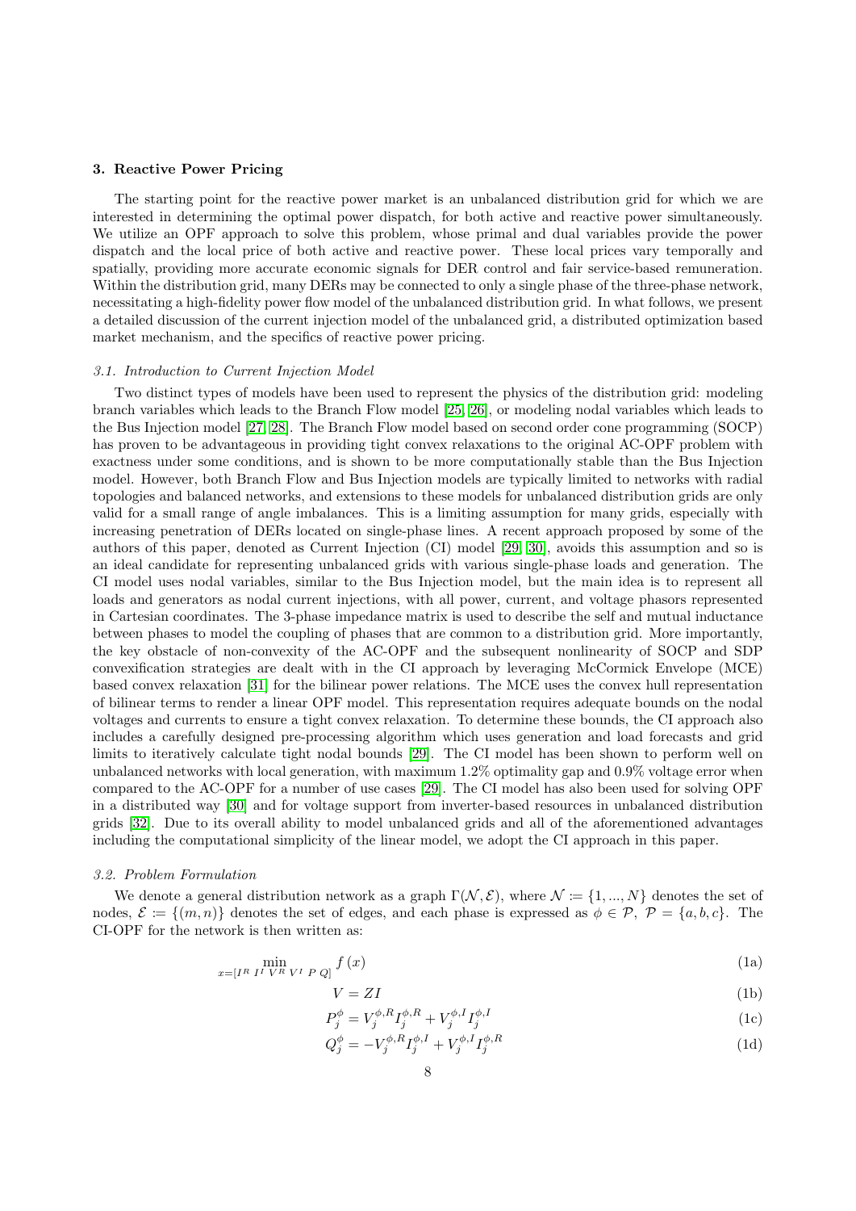## 3. Reactive Power Pricing

The starting point for the reactive power market is an unbalanced distribution grid for which we are interested in determining the optimal power dispatch, for both active and reactive power simultaneously. We utilize an OPF approach to solve this problem, whose primal and dual variables provide the power dispatch and the local price of both active and reactive power. These local prices vary temporally and spatially, providing more accurate economic signals for DER control and fair service-based remuneration. Within the distribution grid, many DERs may be connected to only a single phase of the three-phase network, necessitating a high-fidelity power flow model of the unbalanced distribution grid. In what follows, we present a detailed discussion of the current injection model of the unbalanced grid, a distributed optimization based market mechanism, and the specifics of reactive power pricing.

### *3.1. Introduction to Current Injection Model*

Two distinct types of models have been used to represent the physics of the distribution grid: modeling branch variables which leads to the Branch Flow model [25, 26], or modeling nodal variables which leads to the Bus Injection model [27, 28]. The Branch Flow model based on second order cone programming (SOCP) has proven to be advantageous in providing tight convex relaxations to the original AC-OPF problem with exactness under some conditions, and is shown to be more computationally stable than the Bus Injection model. However, both Branch Flow and Bus Injection models are typically limited to networks with radial topologies and balanced networks, and extensions to these models for unbalanced distribution grids are only valid for a small range of angle imbalances. This is a limiting assumption for many grids, especially with increasing penetration of DERs located on single-phase lines. A recent approach proposed by some of the authors of this paper, denoted as Current Injection (CI) model [29, 30], avoids this assumption and so is an ideal candidate for representing unbalanced grids with various single-phase loads and generation. The CI model uses nodal variables, similar to the Bus Injection model, but the main idea is to represent all loads and generators as nodal current injections, with all power, current, and voltage phasors represented in Cartesian coordinates. The 3-phase impedance matrix is used to describe the self and mutual inductance between phases to model the coupling of phases that are common to a distribution grid. More importantly, the key obstacle of non-convexity of the AC-OPF and the subsequent nonlinearity of SOCP and SDP convexification strategies are dealt with in the CI approach by leveraging McCormick Envelope (MCE) based convex relaxation [31] for the bilinear power relations. The MCE uses the convex hull representation of bilinear terms to render a linear OPF model. This representation requires adequate bounds on the nodal voltages and currents to ensure a tight convex relaxation. To determine these bounds, the CI approach also includes a carefully designed pre-processing algorithm which uses generation and load forecasts and grid limits to iteratively calculate tight nodal bounds [29]. The CI model has been shown to perform well on unbalanced networks with local generation, with maximum 1.2% optimality gap and 0.9% voltage error when compared to the AC-OPF for a number of use cases [29]. The CI model has also been used for solving OPF in a distributed way [30] and for voltage support from inverter-based resources in unbalanced distribution grids [32]. Due to its overall ability to model unbalanced grids and all of the aforementioned advantages including the computational simplicity of the linear model, we adopt the CI approach in this paper.

### *3.2. Problem Formulation*

We denote a general distribution network as a graph $\Gamma(\mathcal{N}, \mathcal{E})$, where $\mathcal{N} \coloneqq \{1, ..., N\}$ denotes the set of nodes, $\mathcal{E} \coloneqq \{(m, n)\}$ denotes the set of edges, and each phase is expressed as $\phi \in \mathcal{P}$, $\mathcal{P} = \{a, b, c\}$. The CI-OPF for the network is then written as:

$$\min_{x=[I^R \; I^I \; V^R \; V^I \; P \; Q]} f(x) \tag{1a}$$

$$V = ZI \tag{1b}$$

$$P_j^\phi = V_j^{\phi,R} I_j^{\phi,R} + V_j^{\phi,I} I_j^{\phi,I} \tag{1c}$$

$$Q_j^\phi = -V_j^{\phi,R} I_j^{\phi,I} + V_j^{\phi,I} I_j^{\phi,R} \tag{1d}$$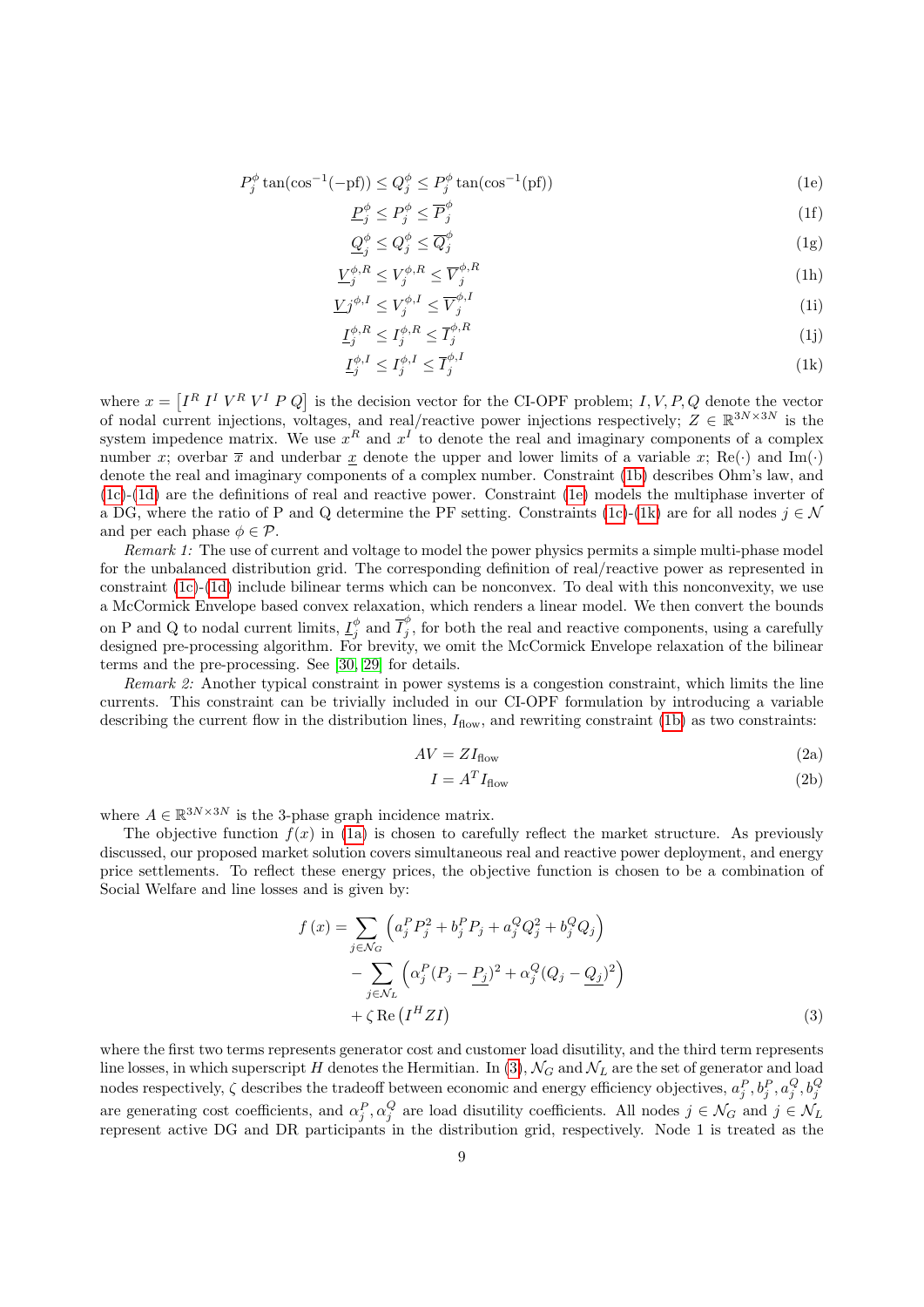$$P_j^\phi \tan(\cos^{-1}(-\text{pf})) \leq Q_j^\phi \leq P_j^\phi \tan(\cos^{-1}(\text{pf})) \tag{1e}$$

$$\underline{P}_j^\phi \leq P_j^\phi \leq \overline{P}_j^\phi \tag{1f}$$

$$\underline{Q}_j^\phi \leq Q_j^\phi \leq \overline{Q}_j^\phi \tag{1g}$$

$$\underline{V}_j^{\phi,R} \leq V_j^{\phi,R} \leq \overline{V}_j^{\phi,R} \tag{1h}$$

$$\underline{V} j^{\phi,I} \leq V_j^{\phi,I} \leq \overline{V}_j^{\phi,I} \tag{1i}$$

$$\underline{I}_j^{\phi,R} \leq I_j^{\phi,R} \leq \overline{I}_j^{\phi,R} \tag{1j}$$

$$\underline{I}_j^{\phi,I} \leq I_j^{\phi,I} \leq \overline{I}_j^{\phi,I} \tag{1k}$$

where $x = \left[I^R \; I^I \; V^R \; V^I \; P \; Q\right]$ is the decision vector for the CI-OPF problem; $I, V, P, Q$ denote the vector of nodal current injections, voltages, and real/reactive power injections respectively; $Z \in \mathbb{R}^{3N\times 3N}$ is the system impedence matrix. We use $x^R$ and $x^I$ to denote the real and imaginary components of a complex number $x$; overbar $\overline{x}$ and underbar $\underline{x}$ denote the upper and lower limits of a variable $x$; $\text{Re}(\cdot)$ and $\text{Im}(\cdot)$ denote the real and imaginary components of a complex number. Constraint (1b) describes Ohm's law, and (1c)-(1d) are the definitions of real and reactive power. Constraint (1e) models the multiphase inverter of a DG, where the ratio of P and Q determine the PF setting. Constraints (1c)-(1k) are for all nodes $j \in \mathcal{N}$ and per each phase $\phi \in \mathcal{P}$.

*Remark 1:* The use of current and voltage to model the power physics permits a simple multi-phase model for the unbalanced distribution grid. The corresponding definition of real/reactive power as represented in constraint (1c)-(1d) include bilinear terms which can be nonconvex. To deal with this nonconvexity, we use a McCormick Envelope based convex relaxation, which renders a linear model. We then convert the bounds on P and Q to nodal current limits, $\underline{I}_j^\phi$ and $\overline{I}_j^\phi$, for both the real and reactive components, using a carefully designed pre-processing algorithm. For brevity, we omit the McCormick Envelope relaxation of the bilinear terms and the pre-processing. See [30, 29] for details.

*Remark 2:* Another typical constraint in power systems is a congestion constraint, which limits the line currents. This constraint can be trivially included in our CI-OPF formulation by introducing a variable describing the current flow in the distribution lines, $I_{\text{flow}}$, and rewriting constraint (1b) as two constraints:

$$AV = ZI_{\text{flow}} \tag{2a}$$

$$I = A^T I_{\text{flow}} \tag{2b}$$

where $A \in \mathbb{R}^{3N\times 3N}$ is the 3-phase graph incidence matrix.

The objective function $f(x)$ in (1a) is chosen to carefully reflect the market structure. As previously discussed, our proposed market solution covers simultaneous real and reactive power deployment, and energy price settlements. To reflect these energy prices, the objective function is chosen to be a combination of Social Welfare and line losses and is given by:

$$\begin{aligned}
f(x) = &\sum_{j\in\mathcal{N}_G} \left(a_j^P P_j^2 + b_j^P P_j + a_j^Q Q_j^2 + b_j^Q Q_j\right) \\
&- \sum_{j\in\mathcal{N}_L} \left(\alpha_j^P (P_j - \underline{P_j})^2 + \alpha_j^Q (Q_j - \underline{Q_j})^2\right) \\
&+ \zeta \, \text{Re}\left(I^H Z I\right)
\end{aligned} \tag{3}$$

where the first two terms represents generator cost and customer load disutility, and the third term represents line losses, in which superscript $H$ denotes the Hermitian. In (3), $\mathcal{N}_G$ and $\mathcal{N}_L$ are the set of generator and load nodes respectively, $\zeta$ describes the tradeoff between economic and energy efficiency objectives, $a_j^P, b_j^P, a_j^Q, b_j^Q$ are generating cost coefficients, and $\alpha_j^P, \alpha_j^Q$ are load disutility coefficients. All nodes $j \in \mathcal{N}_G$ and $j \in \mathcal{N}_L$ represent active DG and DR participants in the distribution grid, respectively. Node 1 is treated as the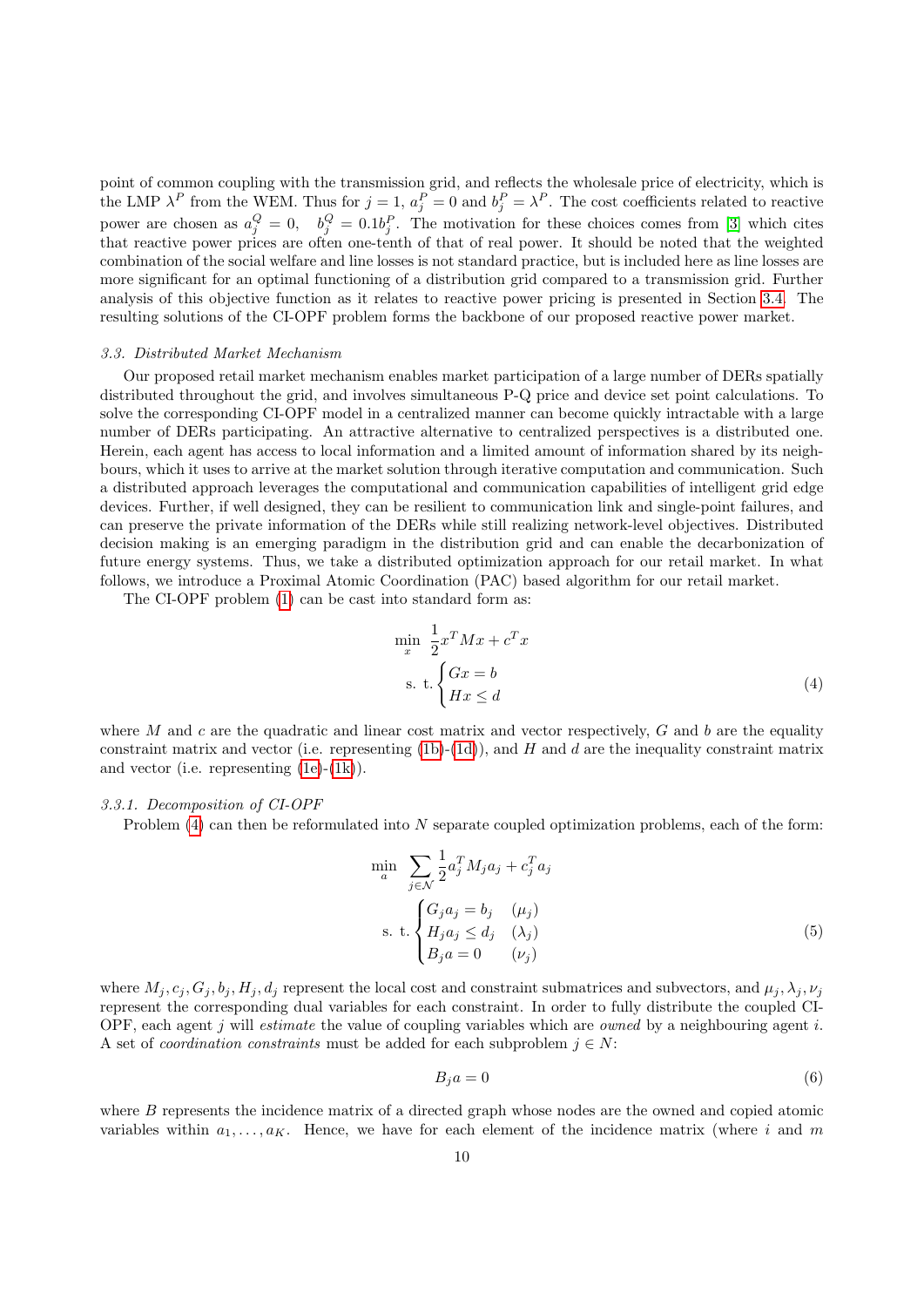point of common coupling with the transmission grid, and reflects the wholesale price of electricity, which is the LMP $\lambda^P$ from the WEM. Thus for $j = 1$, $a_j^P = 0$ and $b_j^P = \lambda^P$. The cost coefficients related to reactive power are chosen as $a_j^Q = 0$, $b_j^Q = 0.1 b_j^P$. The motivation for these choices comes from [3] which cites that reactive power prices are often one-tenth of that of real power. It should be noted that the weighted combination of the social welfare and line losses is not standard practice, but is included here as line losses are more significant for an optimal functioning of a distribution grid compared to a transmission grid. Further analysis of this objective function as it relates to reactive power pricing is presented in Section 3.4. The resulting solutions of the CI-OPF problem forms the backbone of our proposed reactive power market.

### *3.3. Distributed Market Mechanism*

Our proposed retail market mechanism enables market participation of a large number of DERs spatially distributed throughout the grid, and involves simultaneous P-Q price and device set point calculations. To solve the corresponding CI-OPF model in a centralized manner can become quickly intractable with a large number of DERs participating. An attractive alternative to centralized perspectives is a distributed one. Herein, each agent has access to local information and a limited amount of information shared by its neighbours, which it uses to arrive at the market solution through iterative computation and communication. Such a distributed approach leverages the computational and communication capabilities of intelligent grid edge devices. Further, if well designed, they can be resilient to communication link and single-point failures, and can preserve the private information of the DERs while still realizing network-level objectives. Distributed decision making is an emerging paradigm in the distribution grid and can enable the decarbonization of future energy systems. Thus, we take a distributed optimization approach for our retail market. In what follows, we introduce a Proximal Atomic Coordination (PAC) based algorithm for our retail market.

The CI-OPF problem (1) can be cast into standard form as:

$$
\begin{aligned}
\min_{x} \quad & \frac{1}{2} x^T M x + c^T x \\
\text{s. t.} \quad & \begin{cases} Gx = b \\ Hx \leq d \end{cases}
\end{aligned}
\tag{4}
$$

where $M$ and $c$ are the quadratic and linear cost matrix and vector respectively, $G$ and $b$ are the equality constraint matrix and vector (i.e. representing (1b)-(1d)), and $H$ and $d$ are the inequality constraint matrix and vector (i.e. representing (1e)-(1k)).

#### *3.3.1. Decomposition of CI-OPF*

Problem (4) can then be reformulated into $N$ separate coupled optimization problems, each of the form:

$$
\begin{aligned}
\min_{a} \quad & \sum_{j \in \mathcal{N}} \frac{1}{2} a_j^T M_j a_j + c_j^T a_j \\
\text{s. t.} \quad & \begin{cases} G_j a_j = b_j & (\mu_j) \\ H_j a_j \leq d_j & (\lambda_j) \\ B_j a = 0 & (\nu_j) \end{cases}
\end{aligned}
\tag{5}
$$

where $M_j, c_j, G_j, b_j, H_j, d_j$ represent the local cost and constraint submatrices and subvectors, and $\mu_j, \lambda_j, \nu_j$ represent the corresponding dual variables for each constraint. In order to fully distribute the coupled CI-OPF, each agent $j$ will *estimate* the value of coupling variables which are *owned* by a neighbouring agent $i$. A set of *coordination constraints* must be added for each subproblem $j \in N$:

$$
B_j a = 0 \tag{6}
$$

where $B$ represents the incidence matrix of a directed graph whose nodes are the owned and copied atomic variables within $a_1, \ldots, a_K$. Hence, we have for each element of the incidence matrix (where $i$ and $m$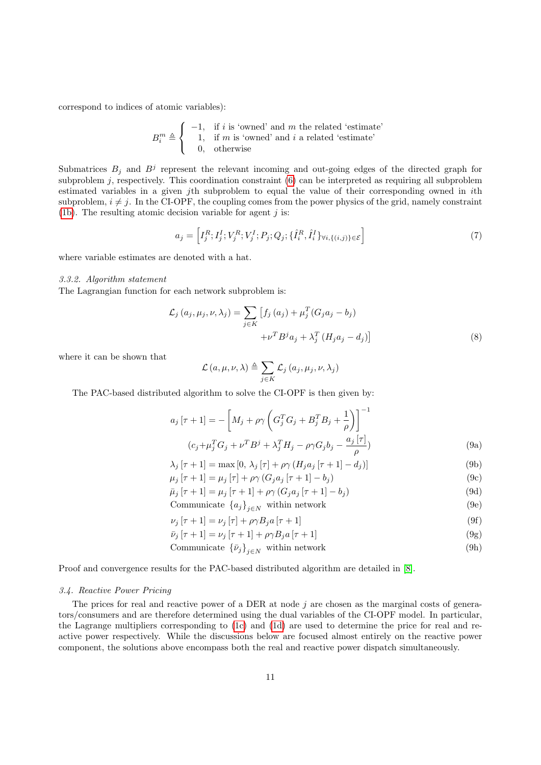correspond to indices of atomic variables):

$$B_i^m \triangleq \begin{cases} -1, & \text{if } i \text{ is 'owned' and } m \text{ the related 'estimate'} \\ 1, & \text{if } m \text{ is 'owned' and } i \text{ a related 'estimate'} \\ 0, & \text{otherwise} \end{cases}$$

Submatrices $B_j$ and $B^j$ represent the relevant incoming and out-going edges of the directed graph for subproblem $j$, respectively. This coordination constraint (6) can be interpreted as requiring all subproblem estimated variables in a given $j$th subproblem to equal the value of their corresponding owned in $i$th subproblem, $i \neq j$. In the CI-OPF, the coupling comes from the power physics of the grid, namely constraint (1b). The resulting atomic decision variable for agent $j$ is:

$$a_j = \left[ I_j^R; I_j^I; V_j^R; V_j^I; P_j; Q_j; \{\hat{I}_i^R, \hat{I}_i^I\}_{\forall i, \{(i,j)\} \in \mathcal{E}} \right] \tag{7}$$

where variable estimates are denoted with a hat.

*3.3.2. Algorithm statement*

The Lagrangian function for each network subproblem is:

$$\begin{aligned} \mathcal{L}_j (a_j, \mu_j, \nu, \lambda_j) = \sum_{j \in K} \big[ & f_j (a_j) + \mu_j^T (G_j a_j - b_j) \\ & + \nu^T B^j a_j + \lambda_j^T (H_j a_j - d_j) \big] \end{aligned} \tag{8}$$

where it can be shown that

$$\mathcal{L} (a, \mu, \nu, \lambda) \triangleq \sum_{j \in K} \mathcal{L}_j (a_j, \mu_j, \nu, \lambda_j)$$

The PAC-based distributed algorithm to solve the CI-OPF is then given by:

$$\begin{aligned} a_j [\tau + 1] = & - \left[ M_j + \rho \gamma \left( G_j^T G_j + B_j^T B_j + \frac{1}{\rho} \right) \right]^{-1} \\ & (c_j + \mu_j^T G_j + \nu^T B^j + \lambda_j^T H_j - \rho \gamma G_j b_j - \frac{a_j [\tau]}{\rho}) \end{aligned} \tag{9a}$$

$$\lambda_j [\tau + 1] = \max [0, \, \lambda_j [\tau] + \rho \gamma (H_j a_j [\tau + 1] - d_j)] \tag{9b}$$

$$\mu_j [\tau + 1] = \mu_j [\tau] + \rho \gamma (G_j a_j [\tau + 1] - b_j) \tag{9c}$$

$$\bar{\mu}_j [\tau + 1] = \mu_j [\tau + 1] + \rho \gamma (G_j a_j [\tau + 1] - b_j) \tag{9d}$$

$$\text{Communicate } \{a_j\}_{j \in N} \text{ within network} \tag{9e}$$

$$\nu_j [\tau + 1] = \nu_j [\tau] + \rho \gamma B_j a [\tau + 1] \tag{9f}$$

$$\bar{\nu}_j [\tau + 1] = \nu_j [\tau + 1] + \rho \gamma B_j a [\tau + 1] \tag{9g}$$

$$\text{Communicate } \{\bar{\nu}_j\}_{j \in N} \text{ within network} \tag{9h}$$

Proof and convergence results for the PAC-based distributed algorithm are detailed in [8].

*3.4. Reactive Power Pricing*

The prices for real and reactive power of a DER at node $j$ are chosen as the marginal costs of generators/consumers and are therefore determined using the dual variables of the CI-OPF model. In particular, the Lagrange multipliers corresponding to (1c) and (1d) are used to determine the price for real and reactive power respectively. While the discussions below are focused almost entirely on the reactive power component, the solutions above encompass both the real and reactive power dispatch simultaneously.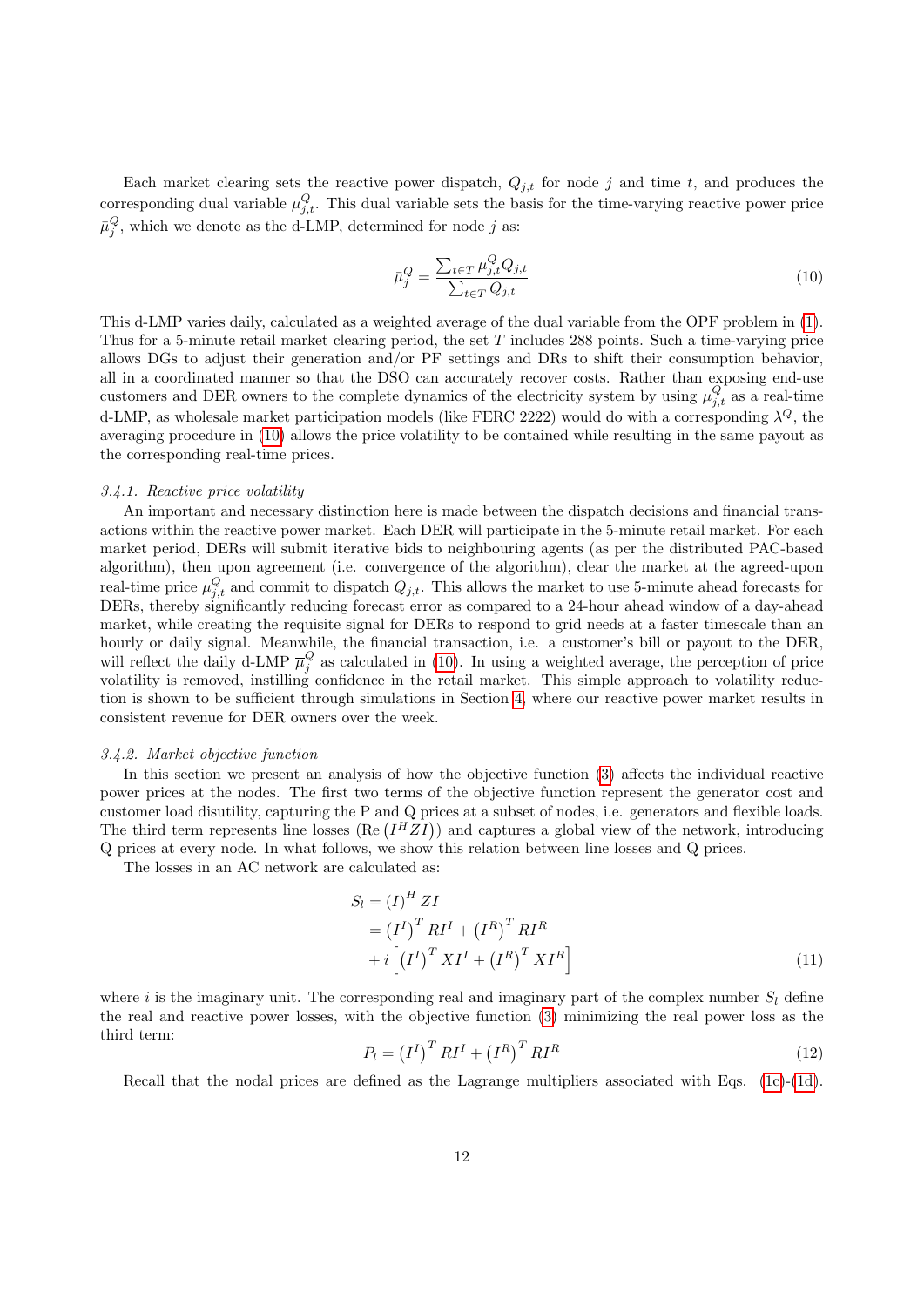Each market clearing sets the reactive power dispatch, $Q_{j,t}$ for node $j$ and time $t$, and produces the corresponding dual variable $\mu^Q_{j,t}$. This dual variable sets the basis for the time-varying reactive power price $\bar{\mu}^Q_j$, which we denote as the d-LMP, determined for node $j$ as:

$$\bar{\mu}^Q_j = \frac{\sum_{t \in T} \mu^Q_{j,t} Q_{j,t}}{\sum_{t \in T} Q_{j,t}} \tag{10}$$

This d-LMP varies daily, calculated as a weighted average of the dual variable from the OPF problem in (1). Thus for a 5-minute retail market clearing period, the set $T$ includes 288 points. Such a time-varying price allows DGs to adjust their generation and/or PF settings and DRs to shift their consumption behavior, all in a coordinated manner so that the DSO can accurately recover costs. Rather than exposing end-use customers and DER owners to the complete dynamics of the electricity system by using $\mu^Q_{j,t}$ as a real-time d-LMP, as wholesale market participation models (like FERC 2222) would do with a corresponding $\lambda^Q$, the averaging procedure in (10) allows the price volatility to be contained while resulting in the same payout as the corresponding real-time prices.

#### 3.4.1. Reactive price volatility

An important and necessary distinction here is made between the dispatch decisions and financial transactions within the reactive power market. Each DER will participate in the 5-minute retail market. For each market period, DERs will submit iterative bids to neighbouring agents (as per the distributed PAC-based algorithm), then upon agreement (i.e. convergence of the algorithm), clear the market at the agreed-upon real-time price $\mu^Q_{j,t}$ and commit to dispatch $Q_{j,t}$. This allows the market to use 5-minute ahead forecasts for DERs, thereby significantly reducing forecast error as compared to a 24-hour ahead window of a day-ahead market, while creating the requisite signal for DERs to respond to grid needs at a faster timescale than an hourly or daily signal. Meanwhile, the financial transaction, i.e. a customer's bill or payout to the DER, will reflect the daily d-LMP $\overline{\mu}^Q_j$ as calculated in (10). In using a weighted average, the perception of price volatility is removed, instilling confidence in the retail market. This simple approach to volatility reduction is shown to be sufficient through simulations in Section 4, where our reactive power market results in consistent revenue for DER owners over the week.

#### 3.4.2. Market objective function

In this section we present an analysis of how the objective function (3) affects the individual reactive power prices at the nodes. The first two terms of the objective function represent the generator cost and customer load disutility, capturing the P and Q prices at a subset of nodes, i.e. generators and flexible loads. The third term represents line losses ($\mathrm{Re}\left(I^H Z I\right)$) and captures a global view of the network, introducing Q prices at every node. In what follows, we show this relation between line losses and Q prices.

The losses in an AC network are calculated as:

$$\begin{aligned} S_l &= (I)^H Z I \\ &= \left(I^I\right)^T R I^I + \left(I^R\right)^T R I^R \\ &\quad + i\left[\left(I^I\right)^T X I^I + \left(I^R\right)^T X I^R\right] \end{aligned} \tag{11}$$

where $i$ is the imaginary unit. The corresponding real and imaginary part of the complex number $S_l$ define the real and reactive power losses, with the objective function (3) minimizing the real power loss as the third term:

$$P_l = \left(I^I\right)^T R I^I + \left(I^R\right)^T R I^R \tag{12}$$

Recall that the nodal prices are defined as the Lagrange multipliers associated with Eqs. (1c)-(1d).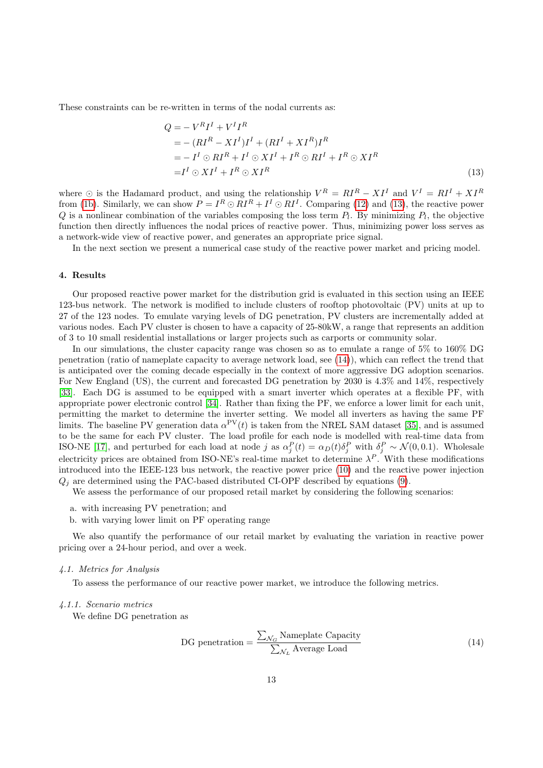These constraints can be re-written in terms of the nodal currents as:

$$
\begin{aligned}
Q =& -V^R I^I + V^I I^R \\
=& -(RI^R - XI^I)I^I + (RI^I + XI^R)I^R \\
=& -I^I \odot RI^R + I^I \odot XI^I + I^R \odot RI^I + I^R \odot XI^R \\
=& I^I \odot XI^I + I^R \odot XI^R
\end{aligned} \tag{13}
$$

where $\odot$ is the Hadamard product, and using the relationship $V^R = RI^R - XI^I$ and $V^I = RI^I + XI^R$ from (1b). Similarly, we can show $P = I^R \odot RI^R + I^I \odot RI^I$. Comparing (12) and (13), the reactive power $Q$ is a nonlinear combination of the variables composing the loss term $P_l$. By minimizing $P_l$, the objective function then directly influences the nodal prices of reactive power. Thus, minimizing power loss serves as a network-wide view of reactive power, and generates an appropriate price signal.

In the next section we present a numerical case study of the reactive power market and pricing model.

## 4. Results

Our proposed reactive power market for the distribution grid is evaluated in this section using an IEEE 123-bus network. The network is modified to include clusters of rooftop photovoltaic (PV) units at up to 27 of the 123 nodes. To emulate varying levels of DG penetration, PV clusters are incrementally added at various nodes. Each PV cluster is chosen to have a capacity of 25-80kW, a range that represents an addition of 3 to 10 small residential installations or larger projects such as carports or community solar.

In our simulations, the cluster capacity range was chosen so as to emulate a range of 5% to 160% DG penetration (ratio of nameplate capacity to average network load, see (14)), which can reflect the trend that is anticipated over the coming decade especially in the context of more aggressive DG adoption scenarios. For New England (US), the current and forecasted DG penetration by 2030 is 4.3% and 14%, respectively [33]. Each DG is assumed to be equipped with a smart inverter which operates at a flexible PF, with appropriate power electronic control [34]. Rather than fixing the PF, we enforce a lower limit for each unit, permitting the market to determine the inverter setting. We model all inverters as having the same PF limits. The baseline PV generation data $\alpha^{\text{PV}}(t)$ is taken from the NREL SAM dataset [35], and is assumed to be the same for each PV cluster. The load profile for each node is modelled with real-time data from ISO-NE [17], and perturbed for each load at node $j$ as $\alpha_j^P(t) = \alpha_D(t)\delta_j^P$ with $\delta_j^P \sim \mathcal{N}(0, 0.1)$. Wholesale electricity prices are obtained from ISO-NE's real-time market to determine $\lambda^P$. With these modifications introduced into the IEEE-123 bus network, the reactive power price (10) and the reactive power injection $Q_j$ are determined using the PAC-based distributed CI-OPF described by equations (9).

We assess the performance of our proposed retail market by considering the following scenarios:

a. with increasing PV penetration; and
b. with varying lower limit on PF operating range

We also quantify the performance of our retail market by evaluating the variation in reactive power pricing over a 24-hour period, and over a week.

### 4.1. Metrics for Analysis

To assess the performance of our reactive power market, we introduce the following metrics.

#### 4.1.1. Scenario metrics

We define DG penetration as

$$
\text{DG penetration} = \frac{\sum_{\mathcal{N}_G} \text{Nameplate Capacity}}{\sum_{\mathcal{N}_L} \text{Average Load}} \tag{14}
$$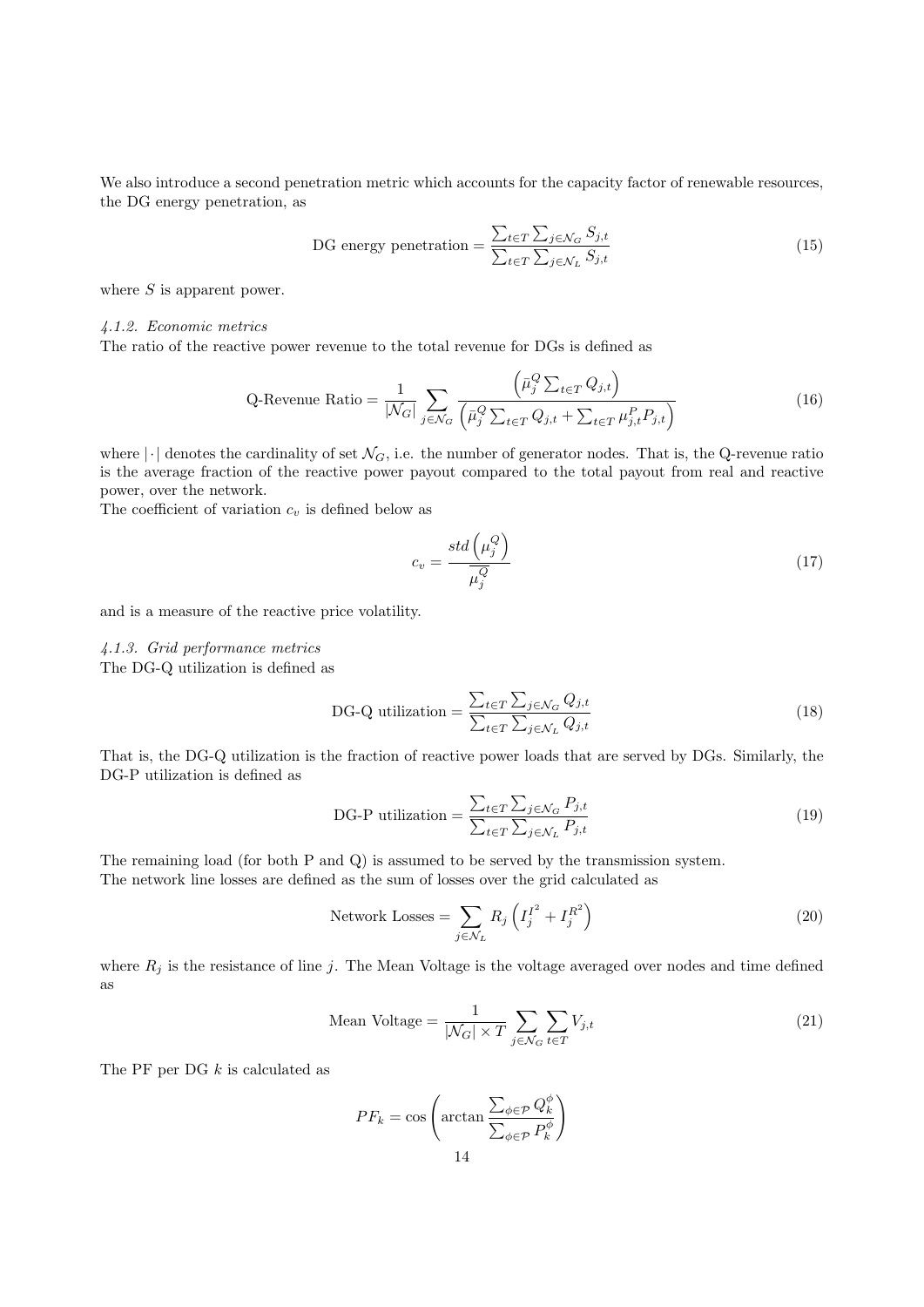We also introduce a second penetration metric which accounts for the capacity factor of renewable resources, the DG energy penetration, as

$$\text{DG energy penetration} = \frac{\sum_{t \in T} \sum_{j \in \mathcal{N}_G} S_{j,t}}{\sum_{t \in T} \sum_{j \in \mathcal{N}_L} S_{j,t}} \tag{15}$$

where $S$ is apparent power.

#### 4.1.2. Economic metrics

The ratio of the reactive power revenue to the total revenue for DGs is defined as

$$\text{Q-Revenue Ratio} = \frac{1}{|\mathcal{N}_G|} \sum_{j \in \mathcal{N}_G} \frac{\left(\bar{\mu}_j^Q \sum_{t \in T} Q_{j,t}\right)}{\left(\bar{\mu}_j^Q \sum_{t \in T} Q_{j,t} + \sum_{t \in T} \mu_{j,t}^P P_{j,t}\right)} \tag{16}$$

where $|\cdot|$ denotes the cardinality of set $\mathcal{N}_G$, i.e. the number of generator nodes. That is, the Q-revenue ratio is the average fraction of the reactive power payout compared to the total payout from real and reactive power, over the network.

The coefficient of variation $c_v$ is defined below as

$$c_v = \frac{std\left(\mu_j^Q\right)}{\overline{\mu_j^Q}} \tag{17}$$

and is a measure of the reactive price volatility.

#### 4.1.3. Grid performance metrics

The DG-Q utilization is defined as

$$\text{DG-Q utilization} = \frac{\sum_{t \in T} \sum_{j \in \mathcal{N}_G} Q_{j,t}}{\sum_{t \in T} \sum_{j \in \mathcal{N}_L} Q_{j,t}} \tag{18}$$

That is, the DG-Q utilization is the fraction of reactive power loads that are served by DGs. Similarly, the DG-P utilization is defined as

$$\text{DG-P utilization} = \frac{\sum_{t \in T} \sum_{j \in \mathcal{N}_G} P_{j,t}}{\sum_{t \in T} \sum_{j \in \mathcal{N}_L} P_{j,t}} \tag{19}$$

The remaining load (for both P and Q) is assumed to be served by the transmission system.

The network line losses are defined as the sum of losses over the grid calculated as

$$\text{Network Losses} = \sum_{j \in \mathcal{N}_L} R_j \left(I_j^{I^2} + I_j^{R^2}\right) \tag{20}$$

where $R_j$ is the resistance of line $j$. The Mean Voltage is the voltage averaged over nodes and time defined as

$$\text{Mean Voltage} = \frac{1}{|\mathcal{N}_G| \times T} \sum_{j \in \mathcal{N}_G} \sum_{t \in T} V_{j,t} \tag{21}$$

The PF per DG $k$ is calculated as

$$PF_k = \cos\left(\arctan \frac{\sum_{\phi \in \mathcal{P}} Q_k^{\phi}}{\sum_{\phi \in \mathcal{P}} P_k^{\phi}}\right)$$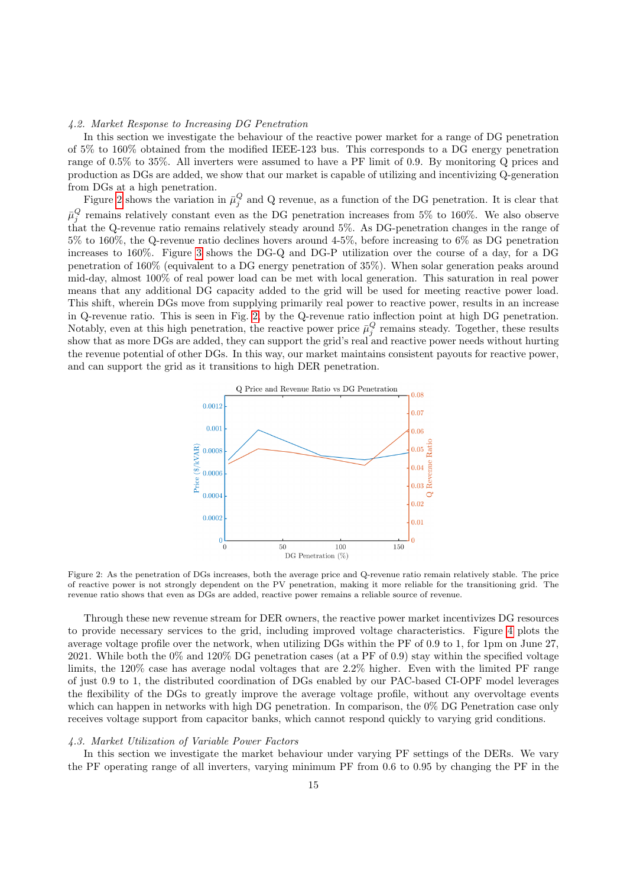*4.2. Market Response to Increasing DG Penetration*

In this section we investigate the behaviour of the reactive power market for a range of DG penetration of 5% to 160% obtained from the modified IEEE-123 bus. This corresponds to a DG energy penetration range of 0.5% to 35%. All inverters were assumed to have a PF limit of 0.9. By monitoring Q prices and production as DGs are added, we show that our market is capable of utilizing and incentivizing Q-generation from DGs at a high penetration.

Figure 2 shows the variation in $\bar{\mu}_j^Q$ and Q revenue, as a function of the DG penetration. It is clear that $\bar{\mu}_j^Q$ remains relatively constant even as the DG penetration increases from 5% to 160%. We also observe that the Q-revenue ratio remains relatively steady around 5%. As DG-penetration changes in the range of 5% to 160%, the Q-revenue ratio declines hovers around 4-5%, before increasing to 6% as DG penetration increases to 160%. Figure 3 shows the DG-Q and DG-P utilization over the course of a day, for a DG penetration of 160% (equivalent to a DG energy penetration of 35%). When solar generation peaks around mid-day, almost 100% of real power load can be met with local generation. This saturation in real power means that any additional DG capacity added to the grid will be used for meeting reactive power load. This shift, wherein DGs move from supplying primarily real power to reactive power, results in an increase in Q-revenue ratio. This is seen in Fig. 2, by the Q-revenue ratio inflection point at high DG penetration. Notably, even at this high penetration, the reactive power price $\bar{\mu}_j^Q$ remains steady. Together, these results show that as more DGs are added, they can support the grid's real and reactive power needs without hurting the revenue potential of other DGs. In this way, our market maintains consistent payouts for reactive power, and can support the grid as it transitions to high DER penetration.

Figure 2: As the penetration of DGs increases, both the average price and Q-revenue ratio remain relatively stable. The price of reactive power is not strongly dependent on the PV penetration, making it more reliable for the transitioning grid. The revenue ratio shows that even as DGs are added, reactive power remains a reliable source of revenue.

Through these new revenue stream for DER owners, the reactive power market incentivizes DG resources to provide necessary services to the grid, including improved voltage characteristics. Figure 4 plots the average voltage profile over the network, when utilizing DGs within the PF of 0.9 to 1, for 1pm on June 27, 2021. While both the 0% and 120% DG penetration cases (at a PF of 0.9) stay within the specified voltage limits, the 120% case has average nodal voltages that are 2.2% higher. Even with the limited PF range of just 0.9 to 1, the distributed coordination of DGs enabled by our PAC-based CI-OPF model leverages the flexibility of the DGs to greatly improve the average voltage profile, without any overvoltage events which can happen in networks with high DG penetration. In comparison, the 0% DG Penetration case only receives voltage support from capacitor banks, which cannot respond quickly to varying grid conditions.

*4.3. Market Utilization of Variable Power Factors*

In this section we investigate the market behaviour under varying PF settings of the DERs. We vary the PF operating range of all inverters, varying minimum PF from 0.6 to 0.95 by changing the PF in the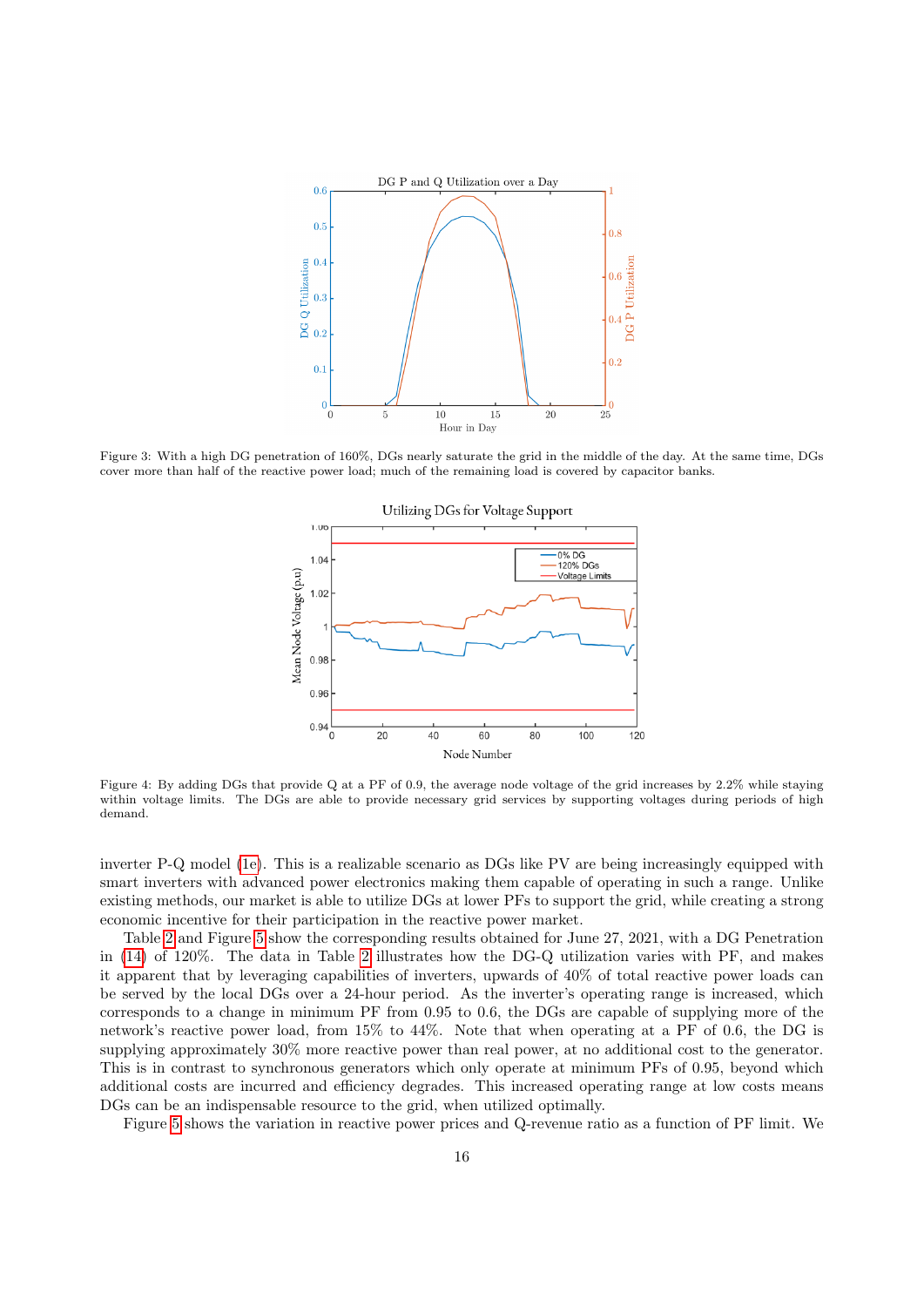Figure 3: With a high DG penetration of 160%, DGs nearly saturate the grid in the middle of the day. At the same time, DGs cover more than half of the reactive power load; much of the remaining load is covered by capacitor banks.

Figure 4: By adding DGs that provide Q at a PF of 0.9, the average node voltage of the grid increases by 2.2% while staying within voltage limits. The DGs are able to provide necessary grid services by supporting voltages during periods of high demand.

inverter P-Q model (1e). This is a realizable scenario as DGs like PV are being increasingly equipped with smart inverters with advanced power electronics making them capable of operating in such a range. Unlike existing methods, our market is able to utilize DGs at lower PFs to support the grid, while creating a strong economic incentive for their participation in the reactive power market.

Table 2 and Figure 5 show the corresponding results obtained for June 27, 2021, with a DG Penetration in (14) of 120%. The data in Table 2 illustrates how the DG-Q utilization varies with PF, and makes it apparent that by leveraging capabilities of inverters, upwards of 40% of total reactive power loads can be served by the local DGs over a 24-hour period. As the inverter's operating range is increased, which corresponds to a change in minimum PF from 0.95 to 0.6, the DGs are capable of supplying more of the network's reactive power load, from 15% to 44%. Note that when operating at a PF of 0.6, the DG is supplying approximately 30% more reactive power than real power, at no additional cost to the generator. This is in contrast to synchronous generators which only operate at minimum PFs of 0.95, beyond which additional costs are incurred and efficiency degrades. This increased operating range at low costs means DGs can be an indispensable resource to the grid, when utilized optimally.

Figure 5 shows the variation in reactive power prices and Q-revenue ratio as a function of PF limit. We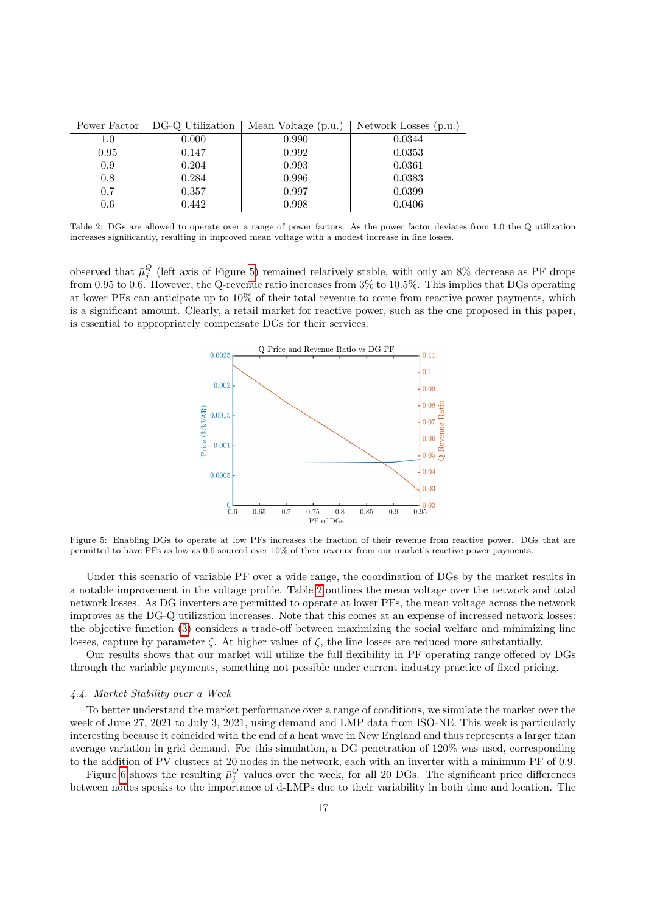| Power Factor | DG-Q Utilization | Mean Voltage (p.u.) | Network Losses (p.u.) |
|---|---|---|---|
| 1.0 | 0.000 | 0.990 | 0.0344 |
| 0.95 | 0.147 | 0.992 | 0.0353 |
| 0.9 | 0.204 | 0.993 | 0.0361 |
| 0.8 | 0.284 | 0.996 | 0.0383 |
| 0.7 | 0.357 | 0.997 | 0.0399 |
| 0.6 | 0.442 | 0.998 | 0.0406 |

Table 2: DGs are allowed to operate over a range of power factors. As the power factor deviates from 1.0 the Q utilization increases significantly, resulting in improved mean voltage with a modest increase in line losses.

observed that $\bar{\mu}_j^Q$ (left axis of Figure 5) remained relatively stable, with only an 8% decrease as PF drops from 0.95 to 0.6. However, the Q-revenue ratio increases from 3% to 10.5%. This implies that DGs operating at lower PFs can anticipate up to 10% of their total revenue to come from reactive power payments, which is a significant amount. Clearly, a retail market for reactive power, such as the one proposed in this paper, is essential to appropriately compensate DGs for their services.

Figure 5: Enabling DGs to operate at low PFs increases the fraction of their revenue from reactive power. DGs that are permitted to have PFs as low as 0.6 sourced over 10% of their revenue from our market's reactive power payments.

Under this scenario of variable PF over a wide range, the coordination of DGs by the market results in a notable improvement in the voltage profile. Table 2 outlines the mean voltage over the network and total network losses. As DG inverters are permitted to operate at lower PFs, the mean voltage across the network improves as the DG-Q utilization increases. Note that this comes at an expense of increased network losses: the objective function (3) considers a trade-off between maximizing the social welfare and minimizing line losses, capture by parameter $\zeta$. At higher values of $\zeta$, the line losses are reduced more substantially.

Our results shows that our market will utilize the full flexibility in PF operating range offered by DGs through the variable payments, something not possible under current industry practice of fixed pricing.

#### *4.4. Market Stability over a Week*

To better understand the market performance over a range of conditions, we simulate the market over the week of June 27, 2021 to July 3, 2021, using demand and LMP data from ISO-NE. This week is particularly interesting because it coincided with the end of a heat wave in New England and thus represents a larger than average variation in grid demand. For this simulation, a DG penetration of 120% was used, corresponding to the addition of PV clusters at 20 nodes in the network, each with an inverter with a minimum PF of 0.9.

Figure 6 shows the resulting $\bar{\mu}_j^Q$ values over the week, for all 20 DGs. The significant price differences between nodes speaks to the importance of d-LMPs due to their variability in both time and location. The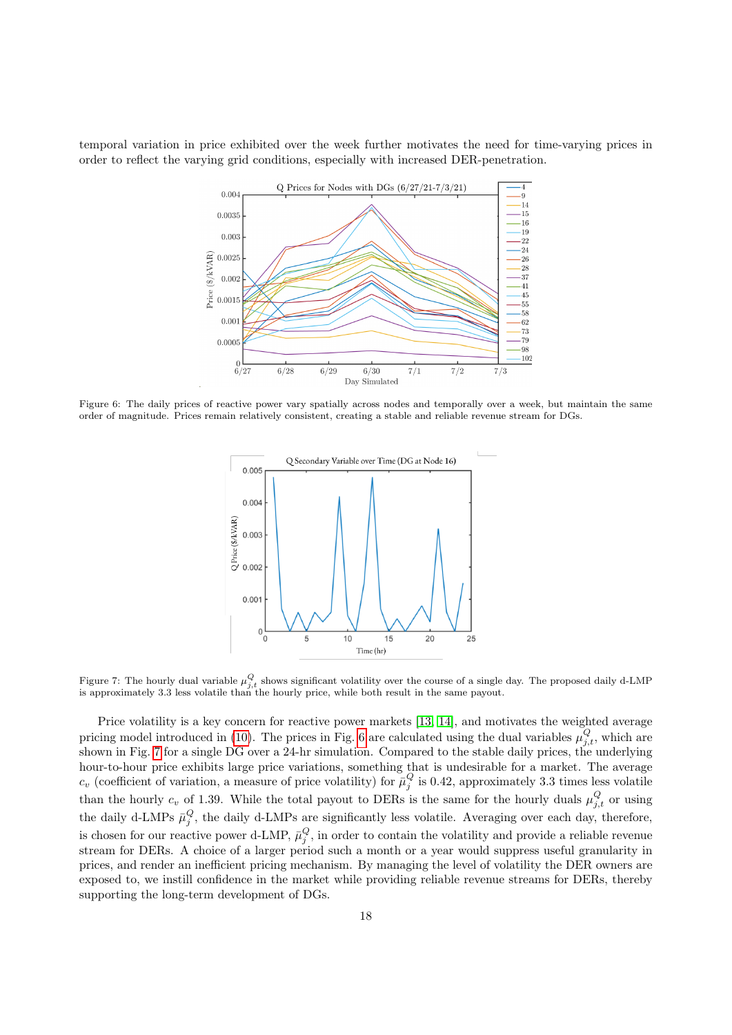temporal variation in price exhibited over the week further motivates the need for time-varying prices in order to reflect the varying grid conditions, especially with increased DER-penetration.

Figure 6: The daily prices of reactive power vary spatially across nodes and temporally over a week, but maintain the same order of magnitude. Prices remain relatively consistent, creating a stable and reliable revenue stream for DGs.

Figure 7: The hourly dual variable $\mu^Q_{j,t}$ shows significant volatility over the course of a single day. The proposed daily d-LMP is approximately 3.3 less volatile than the hourly price, while both result in the same payout.

Price volatility is a key concern for reactive power markets [13, 14], and motivates the weighted average pricing model introduced in (10). The prices in Fig. 6 are calculated using the dual variables $\mu^Q_{j,t}$, which are shown in Fig. 7 for a single DG over a 24-hr simulation. Compared to the stable daily prices, the underlying hour-to-hour price exhibits large price variations, something that is undesirable for a market. The average $c_v$ (coefficient of variation, a measure of price volatility) for $\bar{\mu}^Q_j$ is 0.42, approximately 3.3 times less volatile than the hourly $c_v$ of 1.39. While the total payout to DERs is the same for the hourly duals $\mu^Q_{j,t}$ or using the daily d-LMPs $\bar{\mu}^Q_j$, the daily d-LMPs are significantly less volatile. Averaging over each day, therefore, is chosen for our reactive power d-LMP, $\bar{\mu}^Q_j$, in order to contain the volatility and provide a reliable revenue stream for DERs. A choice of a larger period such a month or a year would suppress useful granularity in prices, and render an inefficient pricing mechanism. By managing the level of volatility the DER owners are exposed to, we instill confidence in the market while providing reliable revenue streams for DERs, thereby supporting the long-term development of DGs.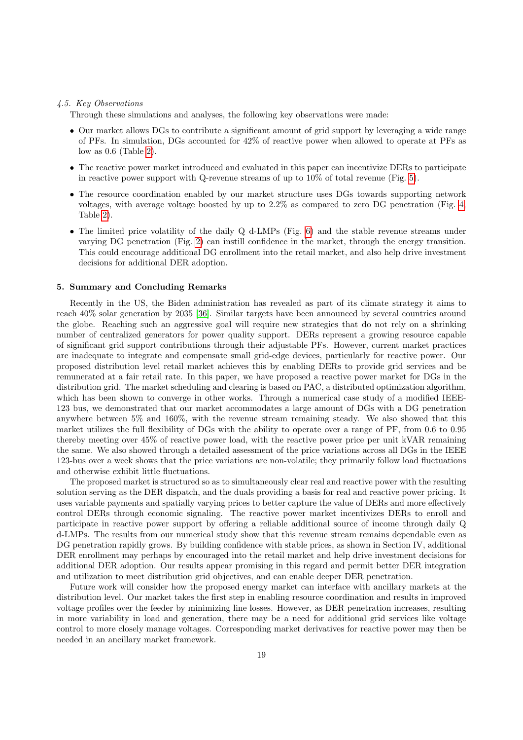### *4.5. Key Observations*

Through these simulations and analyses, the following key observations were made:

- Our market allows DGs to contribute a significant amount of grid support by leveraging a wide range of PFs. In simulation, DGs accounted for 42% of reactive power when allowed to operate at PFs as low as 0.6 (Table 2).
- The reactive power market introduced and evaluated in this paper can incentivize DERs to participate in reactive power support with Q-revenue streams of up to 10% of total revenue (Fig. 5).
- The resource coordination enabled by our market structure uses DGs towards supporting network voltages, with average voltage boosted by up to 2.2% as compared to zero DG penetration (Fig. 4, Table 2).
- The limited price volatility of the daily Q d-LMPs (Fig. 6) and the stable revenue streams under varying DG penetration (Fig. 2) can instill confidence in the market, through the energy transition. This could encourage additional DG enrollment into the retail market, and also help drive investment decisions for additional DER adoption.

## 5. Summary and Concluding Remarks

Recently in the US, the Biden administration has revealed as part of its climate strategy it aims to reach 40% solar generation by 2035 [36]. Similar targets have been announced by several countries around the globe. Reaching such an aggressive goal will require new strategies that do not rely on a shrinking number of centralized generators for power quality support. DERs represent a growing resource capable of significant grid support contributions through their adjustable PFs. However, current market practices are inadequate to integrate and compensate small grid-edge devices, particularly for reactive power. Our proposed distribution level retail market achieves this by enabling DERs to provide grid services and be remunerated at a fair retail rate. In this paper, we have proposed a reactive power market for DGs in the distribution grid. The market scheduling and clearing is based on PAC, a distributed optimization algorithm, which has been shown to converge in other works. Through a numerical case study of a modified IEEE-123 bus, we demonstrated that our market accommodates a large amount of DGs with a DG penetration anywhere between 5% and 160%, with the revenue stream remaining steady. We also showed that this market utilizes the full flexibility of DGs with the ability to operate over a range of PF, from 0.6 to 0.95 thereby meeting over 45% of reactive power load, with the reactive power price per unit kVAR remaining the same. We also showed through a detailed assessment of the price variations across all DGs in the IEEE 123-bus over a week shows that the price variations are non-volatile; they primarily follow load fluctuations and otherwise exhibit little fluctuations.

The proposed market is structured so as to simultaneously clear real and reactive power with the resulting solution serving as the DER dispatch, and the duals providing a basis for real and reactive power pricing. It uses variable payments and spatially varying prices to better capture the value of DERs and more effectively control DERs through economic signaling. The reactive power market incentivizes DERs to enroll and participate in reactive power support by offering a reliable additional source of income through daily Q d-LMPs. The results from our numerical study show that this revenue stream remains dependable even as DG penetration rapidly grows. By building confidence with stable prices, as shown in Section IV, additional DER enrollment may perhaps by encouraged into the retail market and help drive investment decisions for additional DER adoption. Our results appear promising in this regard and permit better DER integration and utilization to meet distribution grid objectives, and can enable deeper DER penetration.

Future work will consider how the proposed energy market can interface with ancillary markets at the distribution level. Our market takes the first step in enabling resource coordination and results in improved voltage profiles over the feeder by minimizing line losses. However, as DER penetration increases, resulting in more variability in load and generation, there may be a need for additional grid services like voltage control to more closely manage voltages. Corresponding market derivatives for reactive power may then be needed in an ancillary market framework.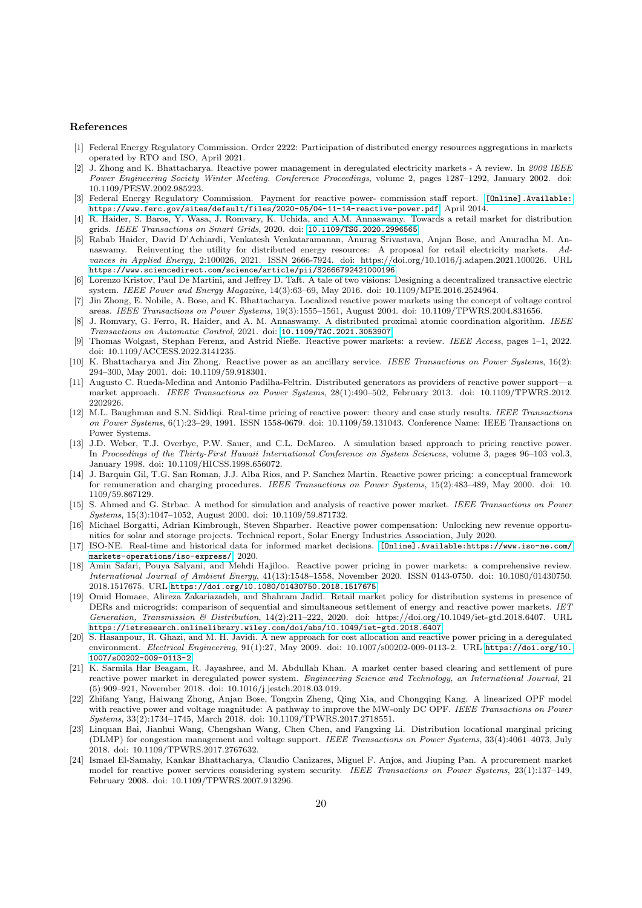## References

[1] Federal Energy Regulatory Commission. Order 2222: Participation of distributed energy resources aggregations in markets operated by RTO and ISO, April 2021.

[2] J. Zhong and K. Bhattacharya. Reactive power management in deregulated electricity markets - A review. In *2002 IEEE Power Engineering Society Winter Meeting. Conference Proceedings*, volume 2, pages 1287–1292, January 2002. doi: 10.1109/PESW.2002.985223.

[3] Federal Energy Regulatory Commission. Payment for reactive power- commission staff report. [Online].Available: https://www.ferc.gov/sites/default/files/2020-05/04-11-14-reactive-power.pdf, April 2014.

[4] R. Haider, S. Baros, Y. Wasa, J. Romvary, K. Uchida, and A.M. Annaswamy. Towards a retail market for distribution grids. *IEEE Transactions on Smart Grids*, 2020. doi: 10.1109/TSG.2020.2996565.

[5] Rabab Haider, David D'Achiardi, Venkatesh Venkataramanan, Anurag Srivastava, Anjan Bose, and Anuradha M. Annaswamy. Reinventing the utility for distributed energy resources: A proposal for retail electricity markets. *Advances in Applied Energy*, 2:100026, 2021. ISSN 2666-7924. doi: https://doi.org/10.1016/j.adapen.2021.100026. URL https://www.sciencedirect.com/science/article/pii/S2666792421000196.

[6] Lorenzo Kristov, Paul De Martini, and Jeffrey D. Taft. A tale of two visions: Designing a decentralized transactive electric system. *IEEE Power and Energy Magazine*, 14(3):63–69, May 2016. doi: 10.1109/MPE.2016.2524964.

[7] Jin Zhong, E. Nobile, A. Bose, and K. Bhattacharya. Localized reactive power markets using the concept of voltage control areas. *IEEE Transactions on Power Systems*, 19(3):1555–1561, August 2004. doi: 10.1109/TPWRS.2004.831656.

[8] J. Romvary, G. Ferro, R. Haider, and A. M. Annaswamy. A distributed proximal atomic coordination algorithm. *IEEE Transactions on Automatic Control*, 2021. doi: 10.1109/TAC.2021.3053907.

[9] Thomas Wolgast, Stephan Ferenz, and Astrid Nieße. Reactive power markets: a review. *IEEE Access*, pages 1–1, 2022. doi: 10.1109/ACCESS.2022.3141235.

[10] K. Bhattacharya and Jin Zhong. Reactive power as an ancillary service. *IEEE Transactions on Power Systems*, 16(2): 294–300, May 2001. doi: 10.1109/59.918301.

[11] Augusto C. Rueda-Medina and Antonio Padilha-Feltrin. Distributed generators as providers of reactive power support—a market approach. *IEEE Transactions on Power Systems*, 28(1):490–502, February 2013. doi: 10.1109/TPWRS.2012.2202926.

[12] M.L. Baughman and S.N. Siddiqi. Real-time pricing of reactive power: theory and case study results. *IEEE Transactions on Power Systems*, 6(1):23–29, 1991. ISSN 1558-0679. doi: 10.1109/59.131043. Conference Name: IEEE Transactions on Power Systems.

[13] J.D. Weber, T.J. Overbye, P.W. Sauer, and C.L. DeMarco. A simulation based approach to pricing reactive power. In *Proceedings of the Thirty-First Hawaii International Conference on System Sciences*, volume 3, pages 96–103 vol.3, January 1998. doi: 10.1109/HICSS.1998.656072.

[14] J. Barquin Gil, T.G. San Roman, J.J. Alba Rios, and P. Sanchez Martin. Reactive power pricing: a conceptual framework for remuneration and charging procedures. *IEEE Transactions on Power Systems*, 15(2):483–489, May 2000. doi: 10.1109/59.867129.

[15] S. Ahmed and G. Strbac. A method for simulation and analysis of reactive power market. *IEEE Transactions on Power Systems*, 15(3):1047–1052, August 2000. doi: 10.1109/59.871732.

[16] Michael Borgatti, Adrian Kimbrough, Steven Shparber. Reactive power compensation: Unlocking new revenue opportunities for solar and storage projects. Technical report, Solar Energy Industries Association, July 2020.

[17] ISO-NE. Real-time and historical data for informed market decisions. [Online].Available:https://www.iso-ne.com/markets-operations/iso-express/, 2020.

[18] Amin Safari, Pouya Salyani, and Mehdi Hajiloo. Reactive power pricing in power markets: a comprehensive review. *International Journal of Ambient Energy*, 41(13):1548–1558, November 2020. ISSN 0143-0750. doi: 10.1080/01430750.2018.1517675. URL https://doi.org/10.1080/01430750.2018.1517675.

[19] Omid Homaee, Alireza Zakariazadeh, and Shahram Jadid. Retail market policy for distribution systems in presence of DERs and microgrids: comparison of sequential and simultaneous settlement of energy and reactive power markets. *IET Generation, Transmission & Distribution*, 14(2):211–222, 2020. doi: https://doi.org/10.1049/iet-gtd.2018.6407. URL https://ietresearch.onlinelibrary.wiley.com/doi/abs/10.1049/iet-gtd.2018.6407.

[20] S. Hasanpour, R. Ghazi, and M. H. Javidi. A new approach for cost allocation and reactive power pricing in a deregulated environment. *Electrical Engineering*, 91(1):27, May 2009. doi: 10.1007/s00202-009-0113-2. URL https://doi.org/10.1007/s00202-009-0113-2.

[21] K. Sarmila Har Beagam, R. Jayashree, and M. Abdullah Khan. A market center based clearing and settlement of pure reactive power market in deregulated power system. *Engineering Science and Technology, an International Journal*, 21 (5):909–921, November 2018. doi: 10.1016/j.jestch.2018.03.019.

[22] Zhifang Yang, Haiwang Zhong, Anjan Bose, Tongxin Zheng, Qing Xia, and Chongqing Kang. A linearized OPF model with reactive power and voltage magnitude: A pathway to improve the MW-only DC OPF. *IEEE Transactions on Power Systems*, 33(2):1734–1745, March 2018. doi: 10.1109/TPWRS.2017.2718551.

[23] Linquan Bai, Jianhui Wang, Chengshan Wang, Chen Chen, and Fangxing Li. Distribution locational marginal pricing (DLMP) for congestion management and voltage support. *IEEE Transactions on Power Systems*, 33(4):4061–4073, July 2018. doi: 10.1109/TPWRS.2017.2767632.

[24] Ismael El-Samahy, Kankar Bhattacharya, Claudio Canizares, Miguel F. Anjos, and Jiuping Pan. A procurement market model for reactive power services considering system security. *IEEE Transactions on Power Systems*, 23(1):137–149, February 2008. doi: 10.1109/TPWRS.2007.913296.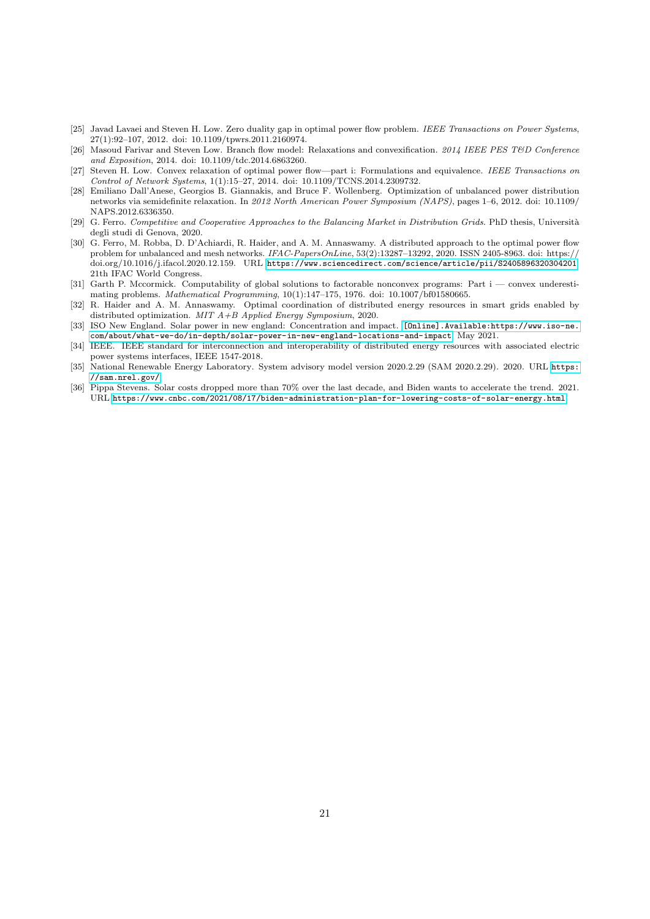[25] Javad Lavaei and Steven H. Low. Zero duality gap in optimal power flow problem. *IEEE Transactions on Power Systems*, 27(1):92–107, 2012. doi: 10.1109/tpwrs.2011.2160974.

[26] Masoud Farivar and Steven Low. Branch flow model: Relaxations and convexification. *2014 IEEE PES T&D Conference and Exposition*, 2014. doi: 10.1109/tdc.2014.6863260.

[27] Steven H. Low. Convex relaxation of optimal power flow—part i: Formulations and equivalence. *IEEE Transactions on Control of Network Systems*, 1(1):15–27, 2014. doi: 10.1109/TCNS.2014.2309732.

[28] Emiliano Dall'Anese, Georgios B. Giannakis, and Bruce F. Wollenberg. Optimization of unbalanced power distribution networks via semidefinite relaxation. In *2012 North American Power Symposium (NAPS)*, pages 1–6, 2012. doi: 10.1109/NAPS.2012.6336350.

[29] G. Ferro. *Competitive and Cooperative Approaches to the Balancing Market in Distribution Grids*. PhD thesis, Università degli studi di Genova, 2020.

[30] G. Ferro, M. Robba, D. D'Achiardi, R. Haider, and A. M. Annaswamy. A distributed approach to the optimal power flow problem for unbalanced and mesh networks. *IFAC-PapersOnLine*, 53(2):13287–13292, 2020. ISSN 2405-8963. doi: https://doi.org/10.1016/j.ifacol.2020.12.159. URL `https://www.sciencedirect.com/science/article/pii/S2405896320304201`. 21th IFAC World Congress.

[31] Garth P. Mccormick. Computability of global solutions to factorable nonconvex programs: Part i — convex underestimating problems. *Mathematical Programming*, 10(1):147–175, 1976. doi: 10.1007/bf01580665.

[32] R. Haider and A. M. Annaswamy. Optimal coordination of distributed energy resources in smart grids enabled by distributed optimization. *MIT A+B Applied Energy Symposium*, 2020.

[33] ISO New England. Solar power in new england: Concentration and impact. `[Online].Available:https://www.iso-ne.com/about/what-we-do/in-depth/solar-power-in-new-england-locations-and-impact`, May 2021.

[34] IEEE. IEEE standard for interconnection and interoperability of distributed energy resources with associated electric power systems interfaces, IEEE 1547-2018.

[35] National Renewable Energy Laboratory. System advisory model version 2020.2.29 (SAM 2020.2.29). 2020. URL `https://sam.nrel.gov/`.

[36] Pippa Stevens. Solar costs dropped more than 70% over the last decade, and Biden wants to accelerate the trend. 2021. URL `https://www.cnbc.com/2021/08/17/biden-administration-plan-for-lowering-costs-of-solar-energy.html`.